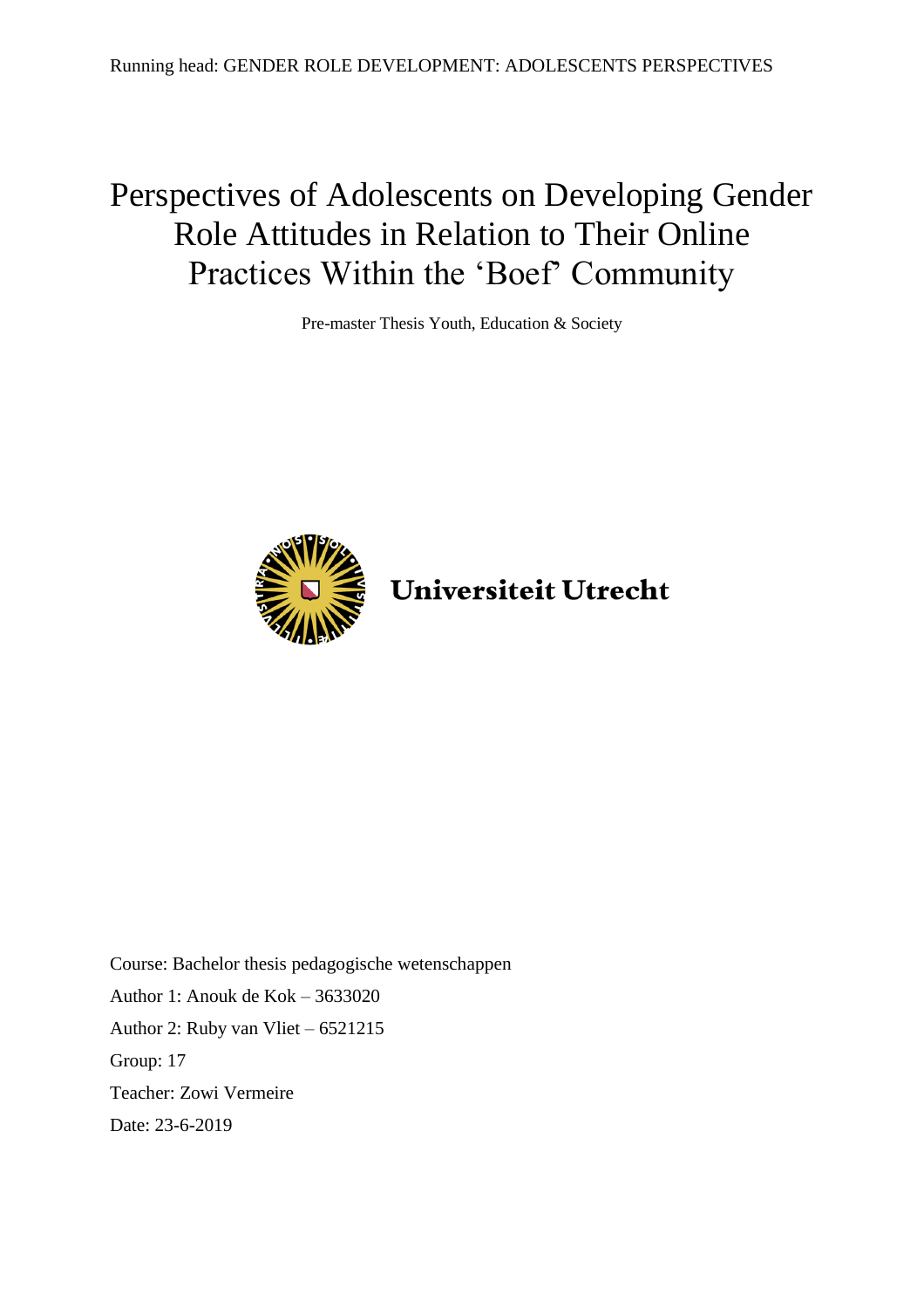# Perspectives of Adolescents on Developing Gender Role Attitudes in Relation to Their Online Practices Within the 'Boef' Community

Pre-master Thesis Youth, Education & Society

Universiteit Utrecht

Course: Bachelor thesis pedagogische wetenschappen

Author 1: Anouk de Kok – 3633020

Author 2: Ruby van Vliet – 6521215

Group: 17

Teacher: Zowi Vermeire

Date: 23-6-2019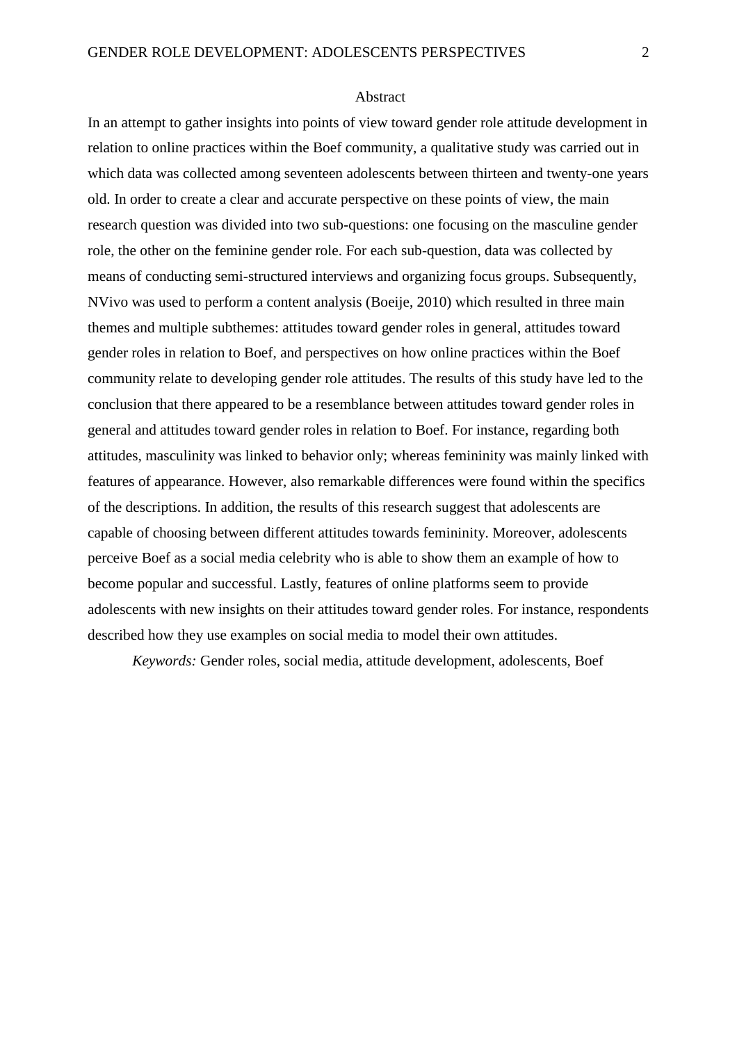# Abstract

In an attempt to gather insights into points of view toward gender role attitude development in relation to online practices within the Boef community, a qualitative study was carried out in which data was collected among seventeen adolescents between thirteen and twenty-one years old. In order to create a clear and accurate perspective on these points of view, the main research question was divided into two sub-questions: one focusing on the masculine gender role, the other on the feminine gender role. For each sub-question, data was collected by means of conducting semi-structured interviews and organizing focus groups. Subsequently, NVivo was used to perform a content analysis (Boeije, 2010) which resulted in three main themes and multiple subthemes: attitudes toward gender roles in general, attitudes toward gender roles in relation to Boef, and perspectives on how online practices within the Boef community relate to developing gender role attitudes. The results of this study have led to the conclusion that there appeared to be a resemblance between attitudes toward gender roles in general and attitudes toward gender roles in relation to Boef. For instance, regarding both attitudes, masculinity was linked to behavior only; whereas femininity was mainly linked with features of appearance. However, also remarkable differences were found within the specifics of the descriptions. In addition, the results of this research suggest that adolescents are capable of choosing between different attitudes towards femininity. Moreover, adolescents perceive Boef as a social media celebrity who is able to show them an example of how to become popular and successful. Lastly, features of online platforms seem to provide adolescents with new insights on their attitudes toward gender roles. For instance, respondents described how they use examples on social media to model their own attitudes.

*Keywords:* Gender roles, social media, attitude development, adolescents, Boef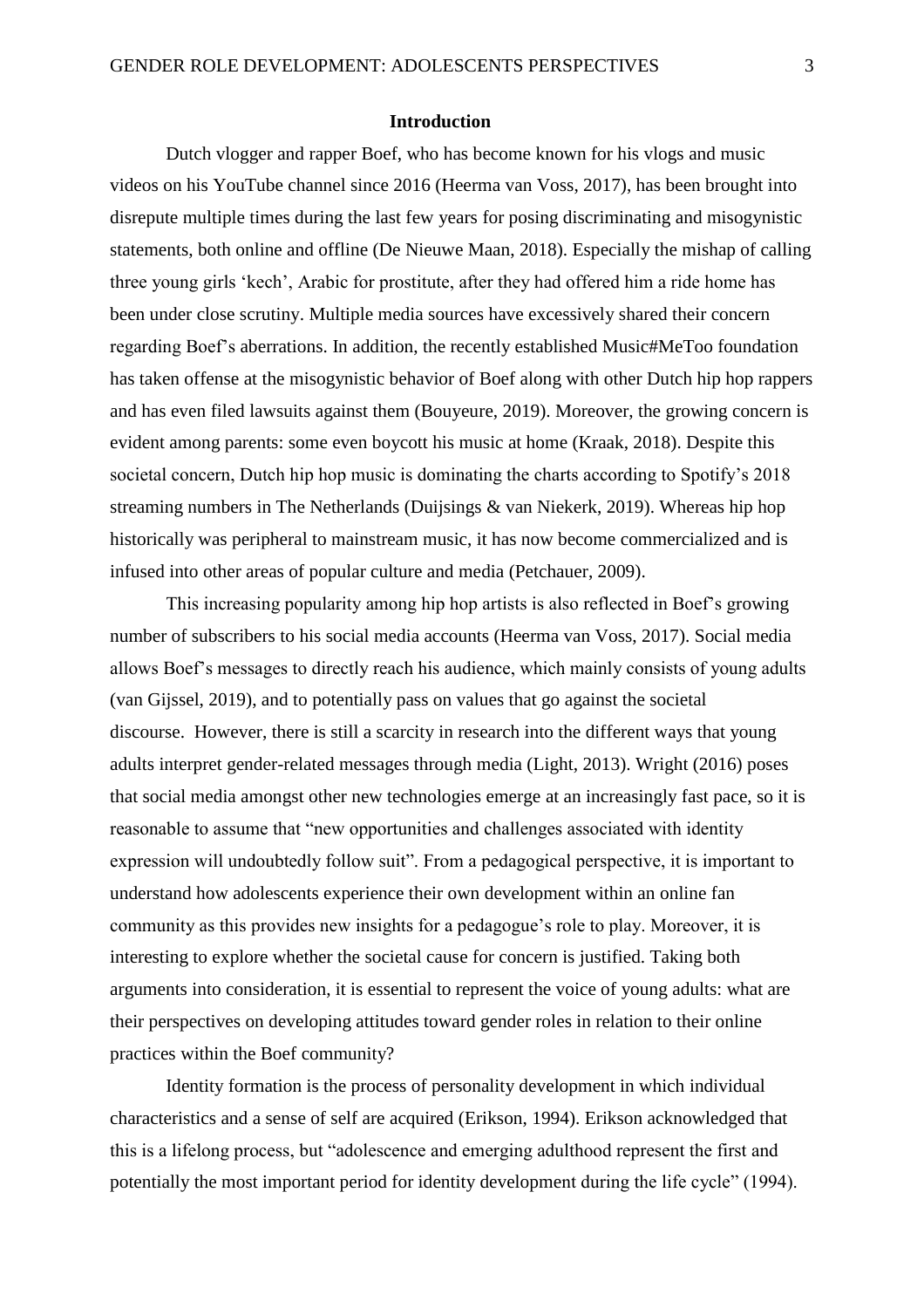## Introduction

Dutch vlogger and rapper Boef, who has become known for his vlogs and music videos on his YouTube channel since 2016 (Heerma van Voss, 2017), has been brought into disrepute multiple times during the last few years for posing discriminating and misogynistic statements, both online and offline (De Nieuwe Maan, 2018). Especially the mishap of calling three young girls 'kech', Arabic for prostitute, after they had offered him a ride home has been under close scrutiny. Multiple media sources have excessively shared their concern regarding Boef's aberrations. In addition, the recently established Music#MeToo foundation has taken offense at the misogynistic behavior of Boef along with other Dutch hip hop rappers and has even filed lawsuits against them (Bouyeure, 2019). Moreover, the growing concern is evident among parents: some even boycott his music at home (Kraak, 2018). Despite this societal concern, Dutch hip hop music is dominating the charts according to Spotify's 2018 streaming numbers in The Netherlands (Duijsings & van Niekerk, 2019). Whereas hip hop historically was peripheral to mainstream music, it has now become commercialized and is infused into other areas of popular culture and media (Petchauer, 2009).

This increasing popularity among hip hop artists is also reflected in Boef's growing number of subscribers to his social media accounts (Heerma van Voss, 2017). Social media allows Boef's messages to directly reach his audience, which mainly consists of young adults (van Gijssel, 2019), and to potentially pass on values that go against the societal discourse. However, there is still a scarcity in research into the different ways that young adults interpret gender-related messages through media (Light, 2013). Wright (2016) poses that social media amongst other new technologies emerge at an increasingly fast pace, so it is reasonable to assume that "new opportunities and challenges associated with identity expression will undoubtedly follow suit". From a pedagogical perspective, it is important to understand how adolescents experience their own development within an online fan community as this provides new insights for a pedagogue's role to play. Moreover, it is interesting to explore whether the societal cause for concern is justified. Taking both arguments into consideration, it is essential to represent the voice of young adults: what are their perspectives on developing attitudes toward gender roles in relation to their online practices within the Boef community?

Identity formation is the process of personality development in which individual characteristics and a sense of self are acquired (Erikson, 1994). Erikson acknowledged that this is a lifelong process, but "adolescence and emerging adulthood represent the first and potentially the most important period for identity development during the life cycle" (1994).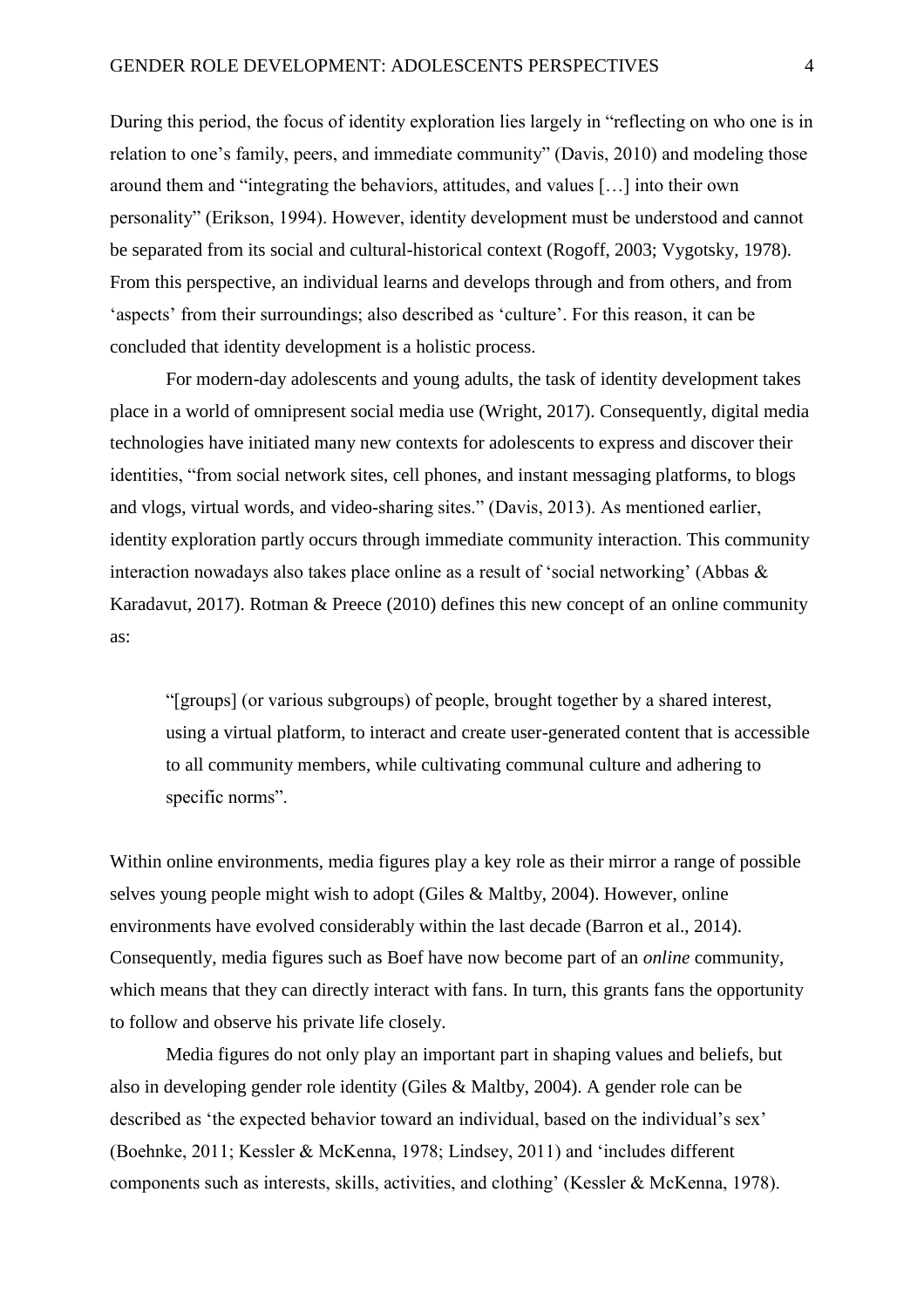During this period, the focus of identity exploration lies largely in "reflecting on who one is in relation to one's family, peers, and immediate community" (Davis, 2010) and modeling those around them and "integrating the behaviors, attitudes, and values […] into their own personality" (Erikson, 1994). However, identity development must be understood and cannot be separated from its social and cultural-historical context (Rogoff, 2003; Vygotsky, 1978). From this perspective, an individual learns and develops through and from others, and from 'aspects' from their surroundings; also described as 'culture'. For this reason, it can be concluded that identity development is a holistic process.

For modern-day adolescents and young adults, the task of identity development takes place in a world of omnipresent social media use (Wright, 2017). Consequently, digital media technologies have initiated many new contexts for adolescents to express and discover their identities, "from social network sites, cell phones, and instant messaging platforms, to blogs and vlogs, virtual words, and video-sharing sites." (Davis, 2013). As mentioned earlier, identity exploration partly occurs through immediate community interaction. This community interaction nowadays also takes place online as a result of 'social networking' (Abbas & Karadavut, 2017). Rotman & Preece (2010) defines this new concept of an online community as:

> "[groups] (or various subgroups) of people, brought together by a shared interest, using a virtual platform, to interact and create user-generated content that is accessible to all community members, while cultivating communal culture and adhering to specific norms".

Within online environments, media figures play a key role as their mirror a range of possible selves young people might wish to adopt (Giles & Maltby, 2004). However, online environments have evolved considerably within the last decade (Barron et al., 2014). Consequently, media figures such as Boef have now become part of an *online* community, which means that they can directly interact with fans. In turn, this grants fans the opportunity to follow and observe his private life closely.

Media figures do not only play an important part in shaping values and beliefs, but also in developing gender role identity (Giles & Maltby, 2004). A gender role can be described as 'the expected behavior toward an individual, based on the individual's sex' (Boehnke, 2011; Kessler & McKenna, 1978; Lindsey, 2011) and 'includes different components such as interests, skills, activities, and clothing' (Kessler & McKenna, 1978).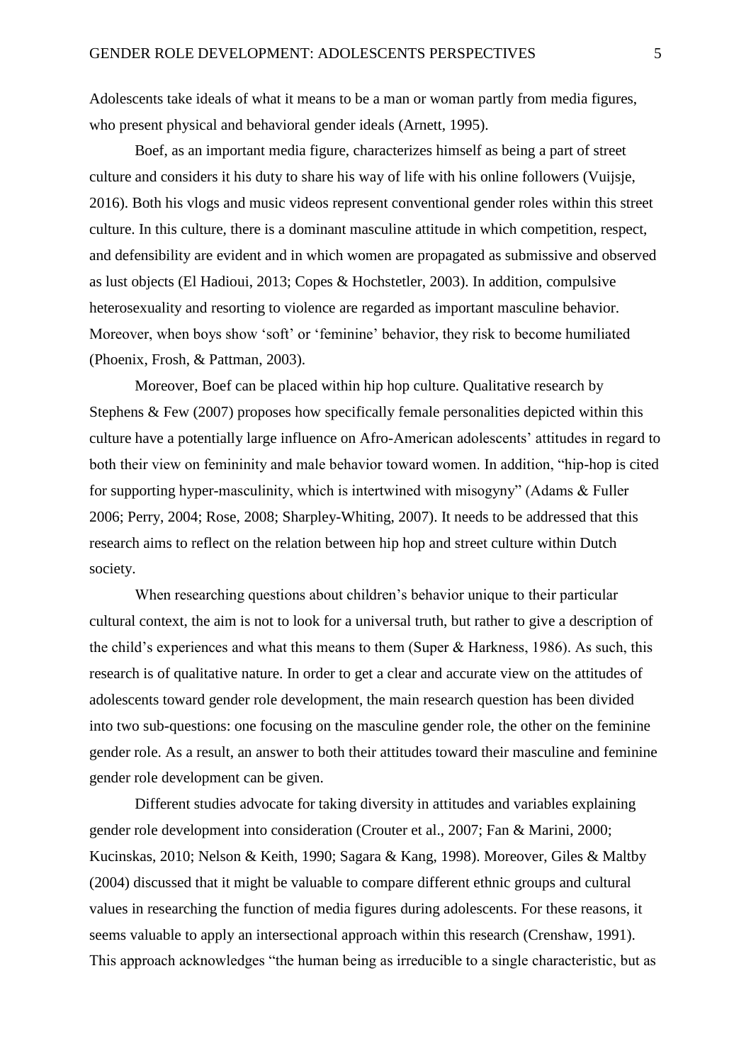Adolescents take ideals of what it means to be a man or woman partly from media figures, who present physical and behavioral gender ideals (Arnett, 1995).

Boef, as an important media figure, characterizes himself as being a part of street culture and considers it his duty to share his way of life with his online followers (Vuijsje, 2016). Both his vlogs and music videos represent conventional gender roles within this street culture. In this culture, there is a dominant masculine attitude in which competition, respect, and defensibility are evident and in which women are propagated as submissive and observed as lust objects (El Hadioui, 2013; Copes & Hochstetler, 2003). In addition, compulsive heterosexuality and resorting to violence are regarded as important masculine behavior. Moreover, when boys show 'soft' or 'feminine' behavior, they risk to become humiliated (Phoenix, Frosh, & Pattman, 2003).

Moreover, Boef can be placed within hip hop culture. Qualitative research by Stephens & Few (2007) proposes how specifically female personalities depicted within this culture have a potentially large influence on Afro-American adolescents' attitudes in regard to both their view on femininity and male behavior toward women. In addition, "hip-hop is cited for supporting hyper-masculinity, which is intertwined with misogyny" (Adams & Fuller 2006; Perry, 2004; Rose, 2008; Sharpley-Whiting, 2007). It needs to be addressed that this research aims to reflect on the relation between hip hop and street culture within Dutch society.

When researching questions about children's behavior unique to their particular cultural context, the aim is not to look for a universal truth, but rather to give a description of the child's experiences and what this means to them (Super & Harkness, 1986). As such, this research is of qualitative nature. In order to get a clear and accurate view on the attitudes of adolescents toward gender role development, the main research question has been divided into two sub-questions: one focusing on the masculine gender role, the other on the feminine gender role. As a result, an answer to both their attitudes toward their masculine and feminine gender role development can be given.

Different studies advocate for taking diversity in attitudes and variables explaining gender role development into consideration (Crouter et al., 2007; Fan & Marini, 2000; Kucinskas, 2010; Nelson & Keith, 1990; Sagara & Kang, 1998). Moreover, Giles & Maltby (2004) discussed that it might be valuable to compare different ethnic groups and cultural values in researching the function of media figures during adolescents. For these reasons, it seems valuable to apply an intersectional approach within this research (Crenshaw, 1991). This approach acknowledges "the human being as irreducible to a single characteristic, but as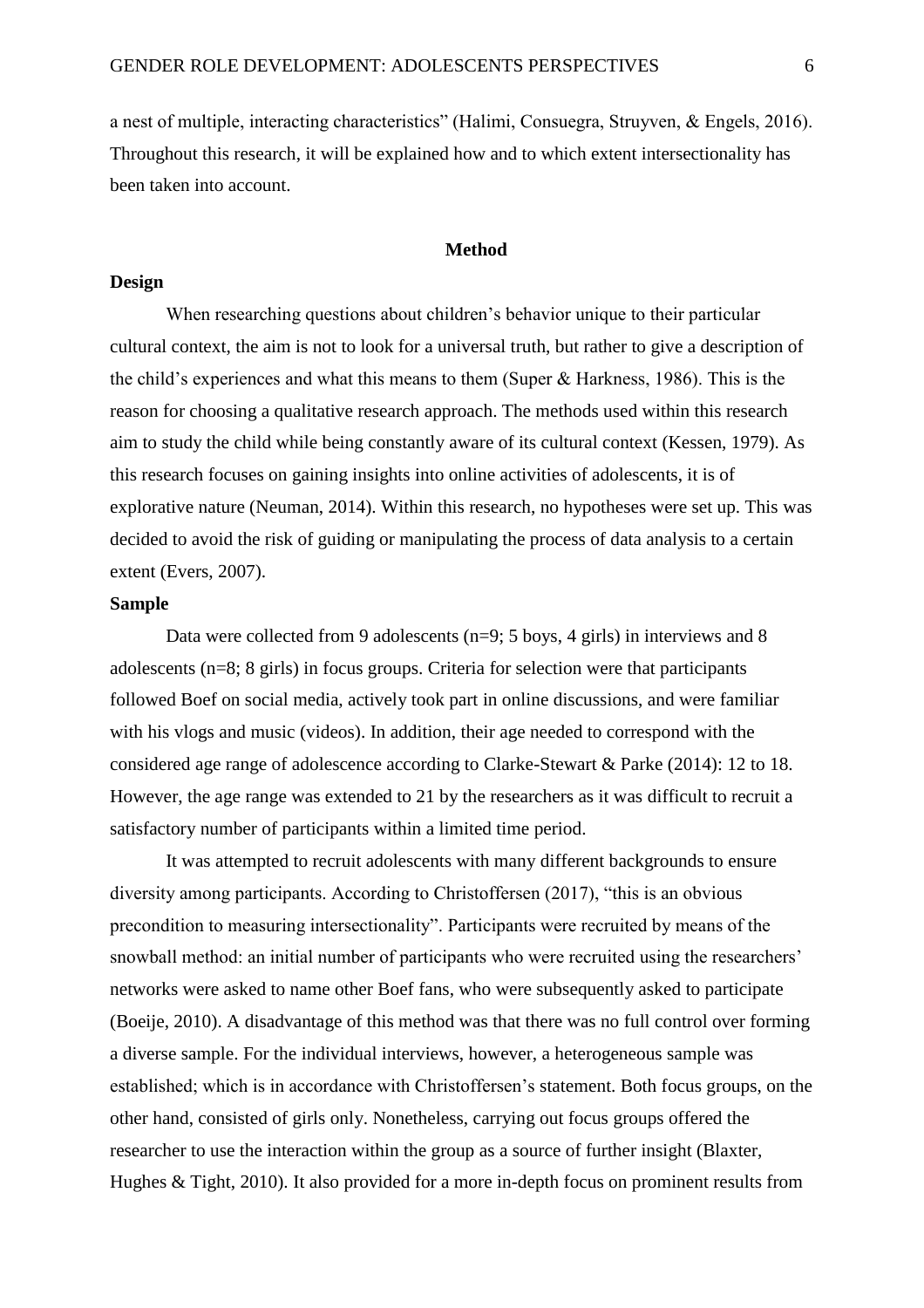a nest of multiple, interacting characteristics" (Halimi, Consuegra, Struyven, & Engels, 2016). Throughout this research, it will be explained how and to which extent intersectionality has been taken into account.

## Method

### Design

When researching questions about children's behavior unique to their particular cultural context, the aim is not to look for a universal truth, but rather to give a description of the child's experiences and what this means to them (Super & Harkness, 1986). This is the reason for choosing a qualitative research approach. The methods used within this research aim to study the child while being constantly aware of its cultural context (Kessen, 1979). As this research focuses on gaining insights into online activities of adolescents, it is of explorative nature (Neuman, 2014). Within this research, no hypotheses were set up. This was decided to avoid the risk of guiding or manipulating the process of data analysis to a certain extent (Evers, 2007).

### Sample

Data were collected from 9 adolescents (n=9; 5 boys, 4 girls) in interviews and 8 adolescents (n=8; 8 girls) in focus groups. Criteria for selection were that participants followed Boef on social media, actively took part in online discussions, and were familiar with his vlogs and music (videos). In addition, their age needed to correspond with the considered age range of adolescence according to Clarke-Stewart & Parke (2014): 12 to 18. However, the age range was extended to 21 by the researchers as it was difficult to recruit a satisfactory number of participants within a limited time period.

It was attempted to recruit adolescents with many different backgrounds to ensure diversity among participants. According to Christoffersen (2017), "this is an obvious precondition to measuring intersectionality". Participants were recruited by means of the snowball method: an initial number of participants who were recruited using the researchers' networks were asked to name other Boef fans, who were subsequently asked to participate (Boeije, 2010). A disadvantage of this method was that there was no full control over forming a diverse sample. For the individual interviews, however, a heterogeneous sample was established; which is in accordance with Christoffersen's statement. Both focus groups, on the other hand, consisted of girls only. Nonetheless, carrying out focus groups offered the researcher to use the interaction within the group as a source of further insight (Blaxter, Hughes & Tight, 2010). It also provided for a more in-depth focus on prominent results from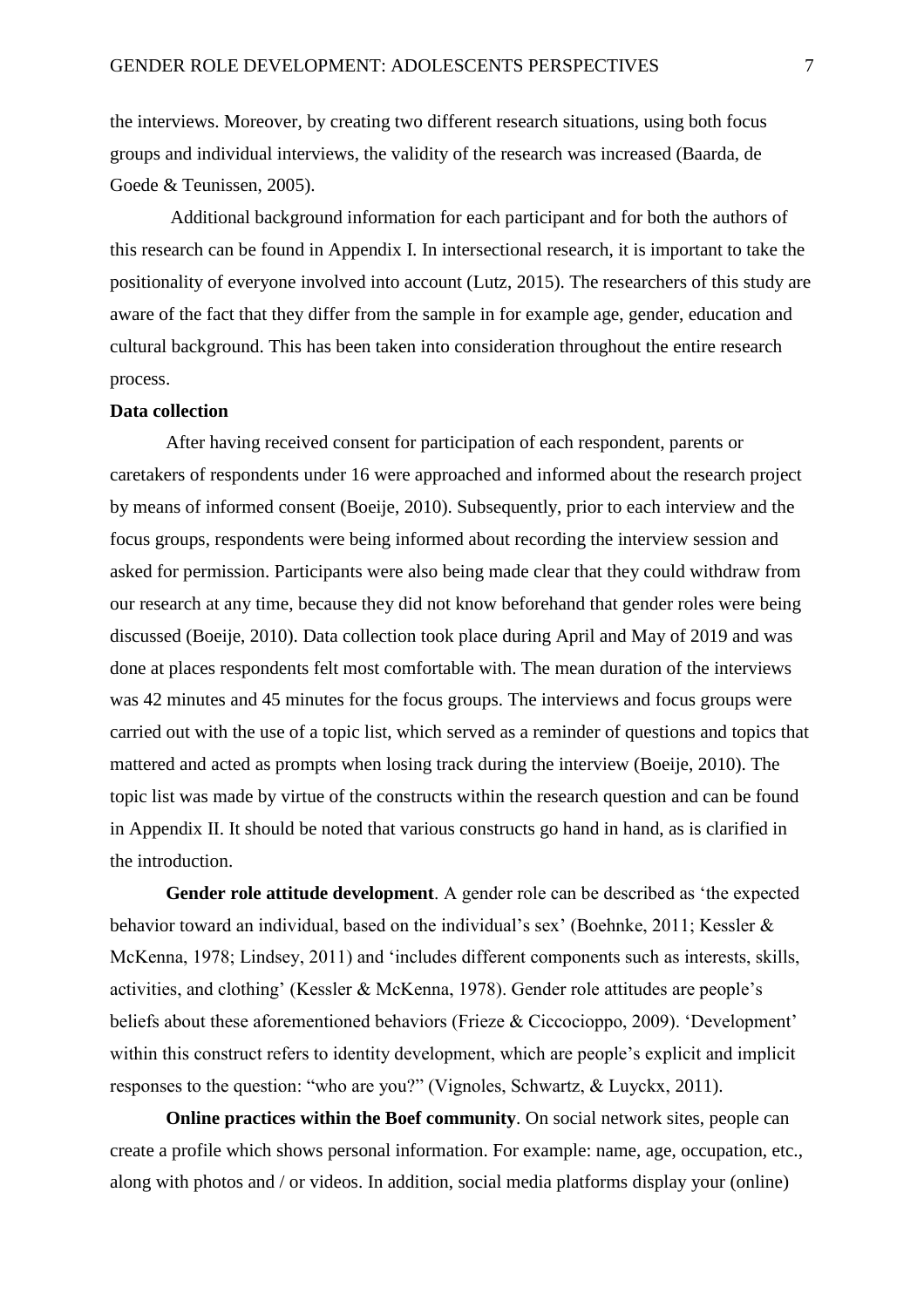the interviews. Moreover, by creating two different research situations, using both focus groups and individual interviews, the validity of the research was increased (Baarda, de Goede & Teunissen, 2005).

Additional background information for each participant and for both the authors of this research can be found in Appendix I. In intersectional research, it is important to take the positionality of everyone involved into account (Lutz, 2015). The researchers of this study are aware of the fact that they differ from the sample in for example age, gender, education and cultural background. This has been taken into consideration throughout the entire research process.

**Data collection**

After having received consent for participation of each respondent, parents or caretakers of respondents under 16 were approached and informed about the research project by means of informed consent (Boeije, 2010). Subsequently, prior to each interview and the focus groups, respondents were being informed about recording the interview session and asked for permission. Participants were also being made clear that they could withdraw from our research at any time, because they did not know beforehand that gender roles were being discussed (Boeije, 2010). Data collection took place during April and May of 2019 and was done at places respondents felt most comfortable with. The mean duration of the interviews was 42 minutes and 45 minutes for the focus groups. The interviews and focus groups were carried out with the use of a topic list, which served as a reminder of questions and topics that mattered and acted as prompts when losing track during the interview (Boeije, 2010). The topic list was made by virtue of the constructs within the research question and can be found in Appendix II. It should be noted that various constructs go hand in hand, as is clarified in the introduction.

**Gender role attitude development**. A gender role can be described as 'the expected behavior toward an individual, based on the individual's sex' (Boehnke, 2011; Kessler & McKenna, 1978; Lindsey, 2011) and 'includes different components such as interests, skills, activities, and clothing' (Kessler & McKenna, 1978). Gender role attitudes are people's beliefs about these aforementioned behaviors (Frieze & Ciccocioppo, 2009). 'Development' within this construct refers to identity development, which are people's explicit and implicit responses to the question: "who are you?" (Vignoles, Schwartz, & Luyckx, 2011).

**Online practices within the Boef community**. On social network sites, people can create a profile which shows personal information. For example: name, age, occupation, etc., along with photos and / or videos. In addition, social media platforms display your (online)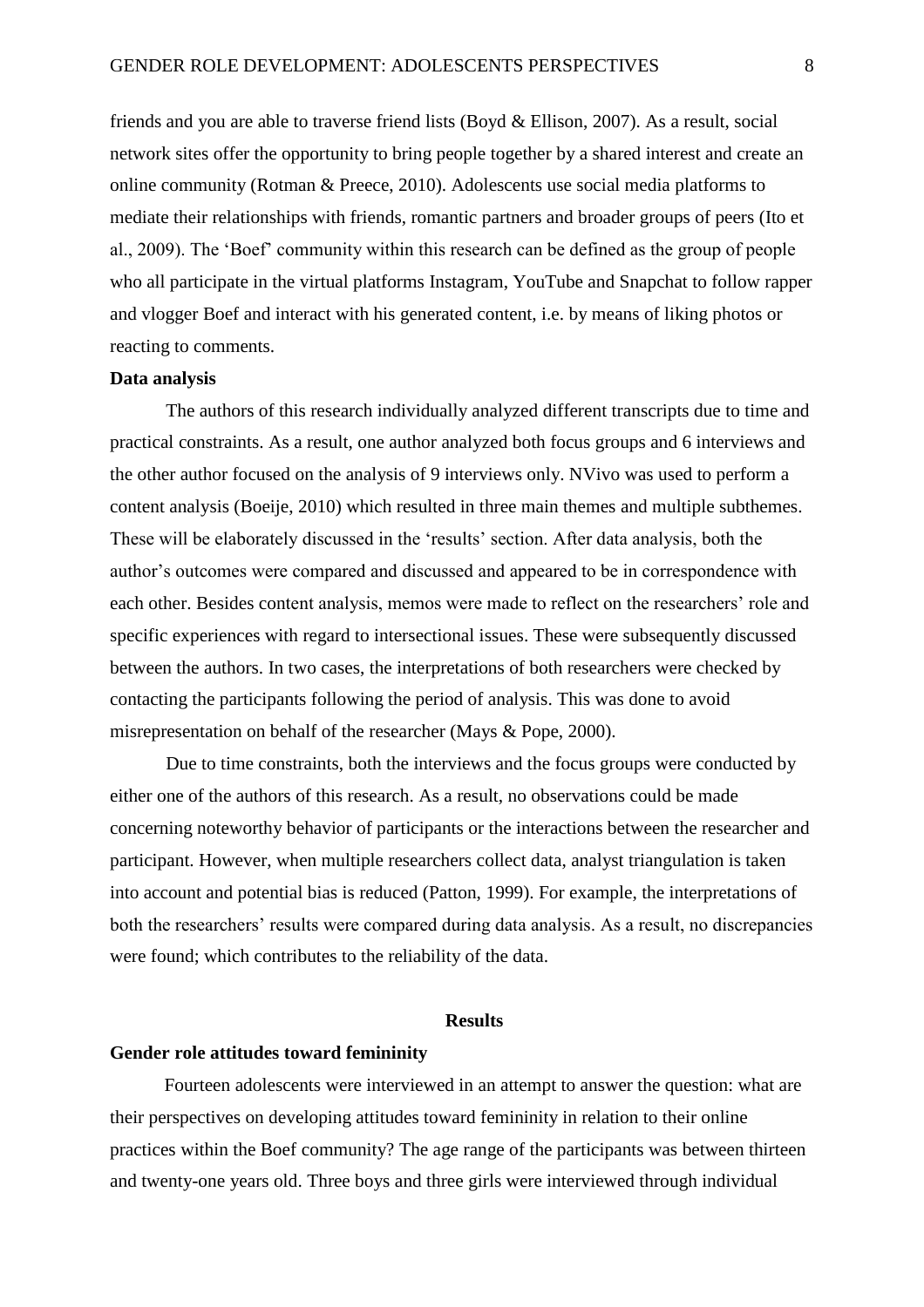friends and you are able to traverse friend lists (Boyd & Ellison, 2007). As a result, social network sites offer the opportunity to bring people together by a shared interest and create an online community (Rotman & Preece, 2010). Adolescents use social media platforms to mediate their relationships with friends, romantic partners and broader groups of peers (Ito et al., 2009). The 'Boef' community within this research can be defined as the group of people who all participate in the virtual platforms Instagram, YouTube and Snapchat to follow rapper and vlogger Boef and interact with his generated content, i.e. by means of liking photos or reacting to comments.

**Data analysis**

The authors of this research individually analyzed different transcripts due to time and practical constraints. As a result, one author analyzed both focus groups and 6 interviews and the other author focused on the analysis of 9 interviews only. NVivo was used to perform a content analysis (Boeije, 2010) which resulted in three main themes and multiple subthemes. These will be elaborately discussed in the 'results' section. After data analysis, both the author's outcomes were compared and discussed and appeared to be in correspondence with each other. Besides content analysis, memos were made to reflect on the researchers' role and specific experiences with regard to intersectional issues. These were subsequently discussed between the authors. In two cases, the interpretations of both researchers were checked by contacting the participants following the period of analysis. This was done to avoid misrepresentation on behalf of the researcher (Mays & Pope, 2000).

Due to time constraints, both the interviews and the focus groups were conducted by either one of the authors of this research. As a result, no observations could be made concerning noteworthy behavior of participants or the interactions between the researcher and participant. However, when multiple researchers collect data, analyst triangulation is taken into account and potential bias is reduced (Patton, 1999). For example, the interpretations of both the researchers' results were compared during data analysis. As a result, no discrepancies were found; which contributes to the reliability of the data.

## Results

**Gender role attitudes toward femininity**

Fourteen adolescents were interviewed in an attempt to answer the question: what are their perspectives on developing attitudes toward femininity in relation to their online practices within the Boef community? The age range of the participants was between thirteen and twenty-one years old. Three boys and three girls were interviewed through individual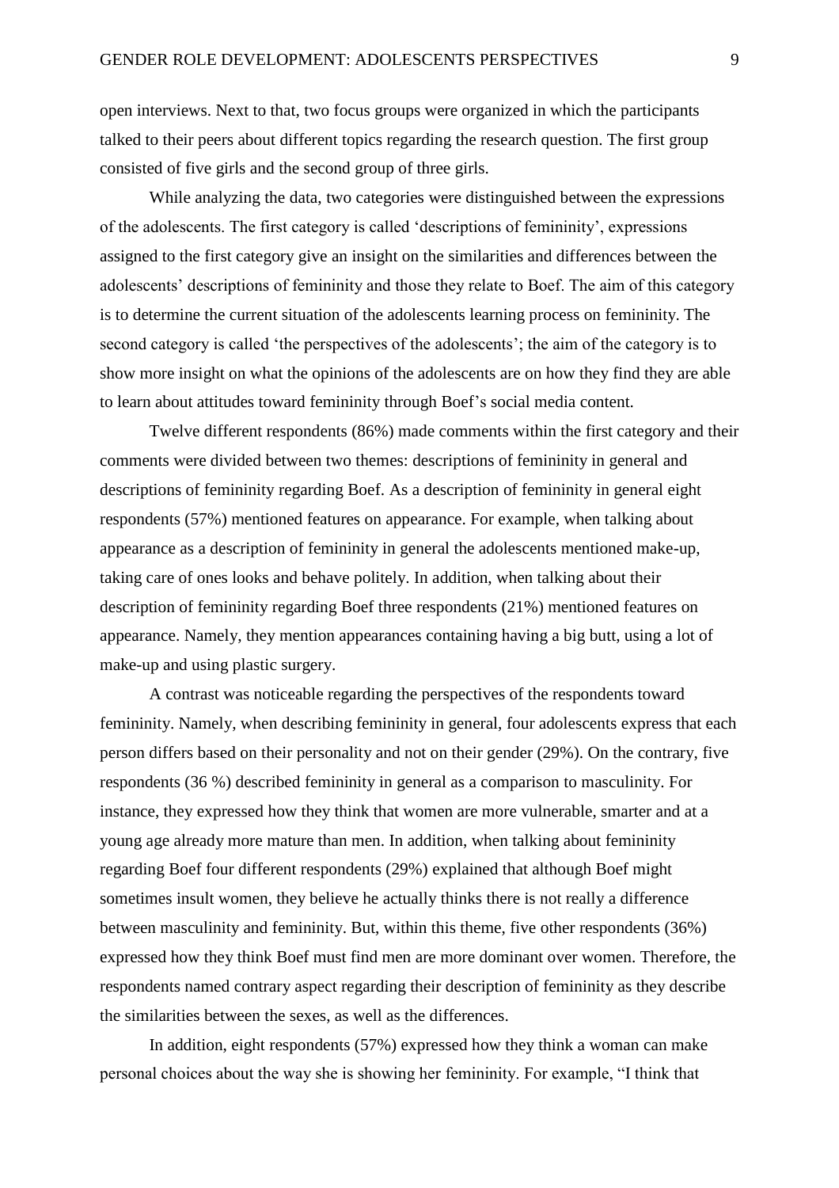open interviews. Next to that, two focus groups were organized in which the participants talked to their peers about different topics regarding the research question. The first group consisted of five girls and the second group of three girls.

While analyzing the data, two categories were distinguished between the expressions of the adolescents. The first category is called 'descriptions of femininity', expressions assigned to the first category give an insight on the similarities and differences between the adolescents' descriptions of femininity and those they relate to Boef. The aim of this category is to determine the current situation of the adolescents learning process on femininity. The second category is called 'the perspectives of the adolescents'; the aim of the category is to show more insight on what the opinions of the adolescents are on how they find they are able to learn about attitudes toward femininity through Boef's social media content.

Twelve different respondents (86%) made comments within the first category and their comments were divided between two themes: descriptions of femininity in general and descriptions of femininity regarding Boef. As a description of femininity in general eight respondents (57%) mentioned features on appearance. For example, when talking about appearance as a description of femininity in general the adolescents mentioned make-up, taking care of ones looks and behave politely. In addition, when talking about their description of femininity regarding Boef three respondents (21%) mentioned features on appearance. Namely, they mention appearances containing having a big butt, using a lot of make-up and using plastic surgery.

A contrast was noticeable regarding the perspectives of the respondents toward femininity. Namely, when describing femininity in general, four adolescents express that each person differs based on their personality and not on their gender (29%). On the contrary, five respondents (36 %) described femininity in general as a comparison to masculinity. For instance, they expressed how they think that women are more vulnerable, smarter and at a young age already more mature than men. In addition, when talking about femininity regarding Boef four different respondents (29%) explained that although Boef might sometimes insult women, they believe he actually thinks there is not really a difference between masculinity and femininity. But, within this theme, five other respondents (36%) expressed how they think Boef must find men are more dominant over women. Therefore, the respondents named contrary aspect regarding their description of femininity as they describe the similarities between the sexes, as well as the differences.

In addition, eight respondents (57%) expressed how they think a woman can make personal choices about the way she is showing her femininity. For example, "I think that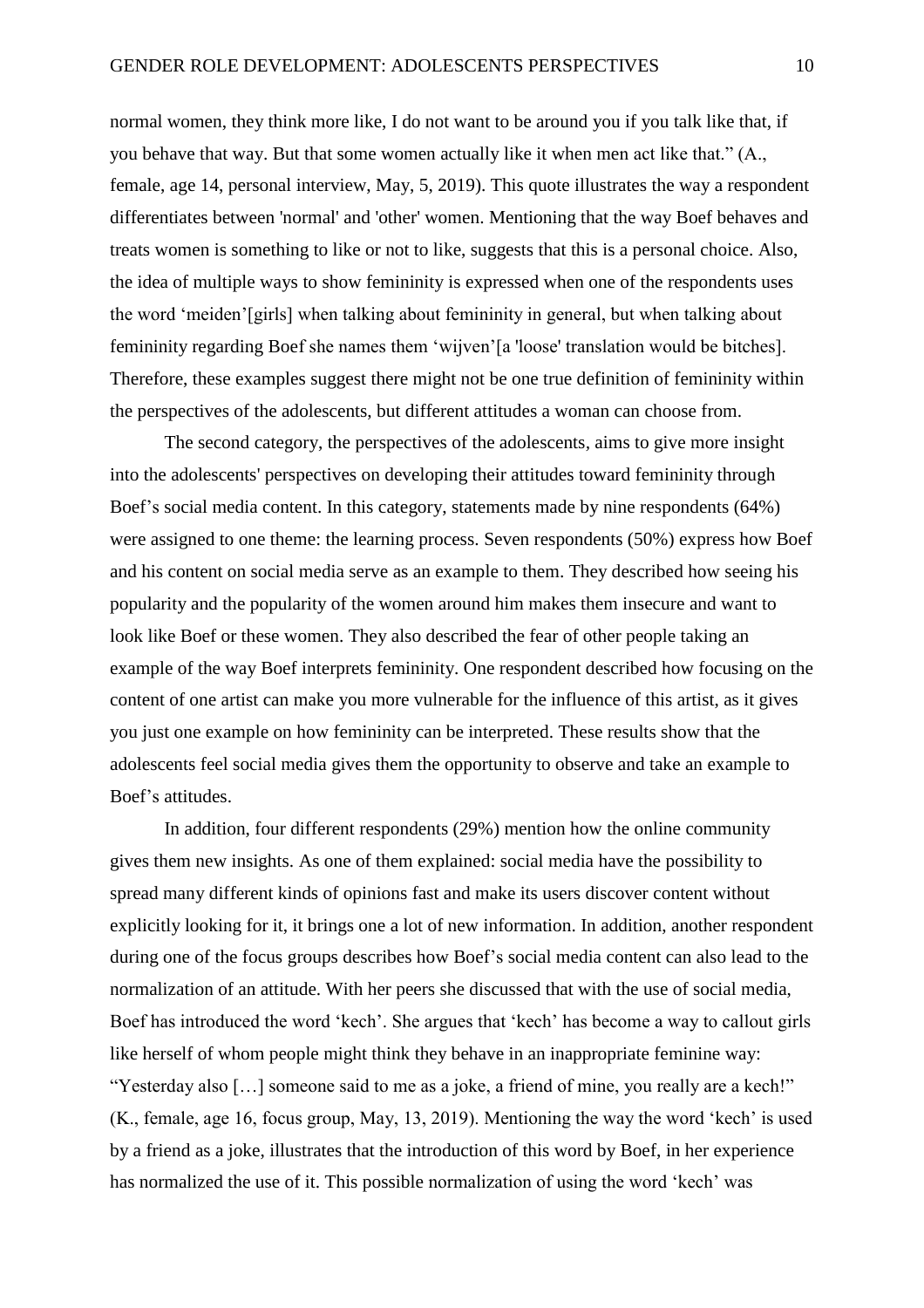normal women, they think more like, I do not want to be around you if you talk like that, if you behave that way. But that some women actually like it when men act like that." (A., female, age 14, personal interview, May, 5, 2019). This quote illustrates the way a respondent differentiates between 'normal' and 'other' women. Mentioning that the way Boef behaves and treats women is something to like or not to like, suggests that this is a personal choice. Also, the idea of multiple ways to show femininity is expressed when one of the respondents uses the word 'meiden'[girls] when talking about femininity in general, but when talking about femininity regarding Boef she names them 'wijven'[a 'loose' translation would be bitches]. Therefore, these examples suggest there might not be one true definition of femininity within the perspectives of the adolescents, but different attitudes a woman can choose from.

The second category, the perspectives of the adolescents, aims to give more insight into the adolescents' perspectives on developing their attitudes toward femininity through Boef's social media content. In this category, statements made by nine respondents (64%) were assigned to one theme: the learning process. Seven respondents (50%) express how Boef and his content on social media serve as an example to them. They described how seeing his popularity and the popularity of the women around him makes them insecure and want to look like Boef or these women. They also described the fear of other people taking an example of the way Boef interprets femininity. One respondent described how focusing on the content of one artist can make you more vulnerable for the influence of this artist, as it gives you just one example on how femininity can be interpreted. These results show that the adolescents feel social media gives them the opportunity to observe and take an example to Boef's attitudes.

In addition, four different respondents (29%) mention how the online community gives them new insights. As one of them explained: social media have the possibility to spread many different kinds of opinions fast and make its users discover content without explicitly looking for it, it brings one a lot of new information. In addition, another respondent during one of the focus groups describes how Boef's social media content can also lead to the normalization of an attitude. With her peers she discussed that with the use of social media, Boef has introduced the word 'kech'. She argues that 'kech' has become a way to callout girls like herself of whom people might think they behave in an inappropriate feminine way: "Yesterday also […] someone said to me as a joke, a friend of mine, you really are a kech!" (K., female, age 16, focus group, May, 13, 2019). Mentioning the way the word 'kech' is used by a friend as a joke, illustrates that the introduction of this word by Boef, in her experience has normalized the use of it. This possible normalization of using the word 'kech' was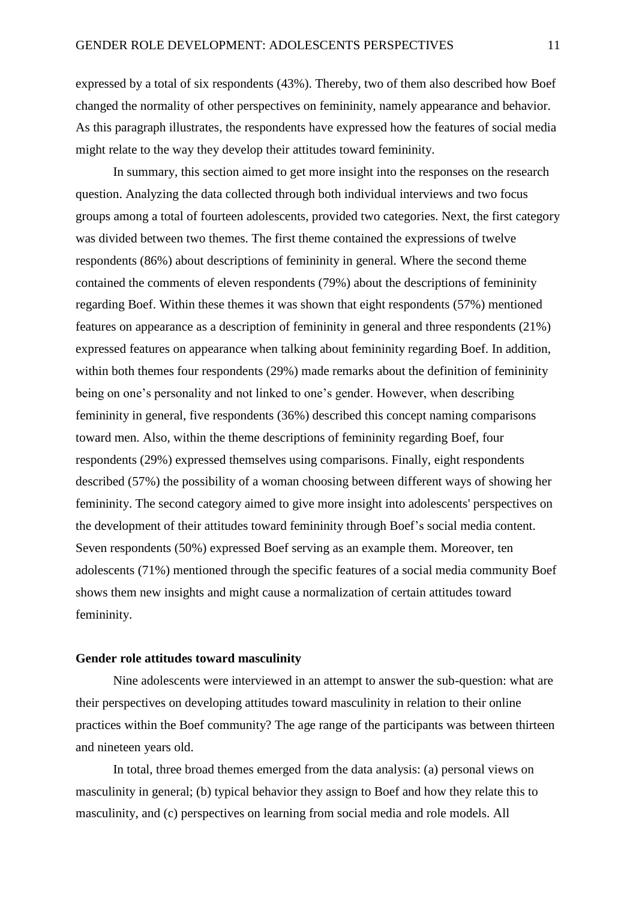expressed by a total of six respondents (43%). Thereby, two of them also described how Boef changed the normality of other perspectives on femininity, namely appearance and behavior. As this paragraph illustrates, the respondents have expressed how the features of social media might relate to the way they develop their attitudes toward femininity.

In summary, this section aimed to get more insight into the responses on the research question. Analyzing the data collected through both individual interviews and two focus groups among a total of fourteen adolescents, provided two categories. Next, the first category was divided between two themes. The first theme contained the expressions of twelve respondents (86%) about descriptions of femininity in general. Where the second theme contained the comments of eleven respondents (79%) about the descriptions of femininity regarding Boef. Within these themes it was shown that eight respondents (57%) mentioned features on appearance as a description of femininity in general and three respondents (21%) expressed features on appearance when talking about femininity regarding Boef. In addition, within both themes four respondents (29%) made remarks about the definition of femininity being on one's personality and not linked to one's gender. However, when describing femininity in general, five respondents (36%) described this concept naming comparisons toward men. Also, within the theme descriptions of femininity regarding Boef, four respondents (29%) expressed themselves using comparisons. Finally, eight respondents described (57%) the possibility of a woman choosing between different ways of showing her femininity. The second category aimed to give more insight into adolescents' perspectives on the development of their attitudes toward femininity through Boef's social media content. Seven respondents (50%) expressed Boef serving as an example them. Moreover, ten adolescents (71%) mentioned through the specific features of a social media community Boef shows them new insights and might cause a normalization of certain attitudes toward femininity.

**Gender role attitudes toward masculinity**

Nine adolescents were interviewed in an attempt to answer the sub-question: what are their perspectives on developing attitudes toward masculinity in relation to their online practices within the Boef community? The age range of the participants was between thirteen and nineteen years old.

In total, three broad themes emerged from the data analysis: (a) personal views on masculinity in general; (b) typical behavior they assign to Boef and how they relate this to masculinity, and (c) perspectives on learning from social media and role models. All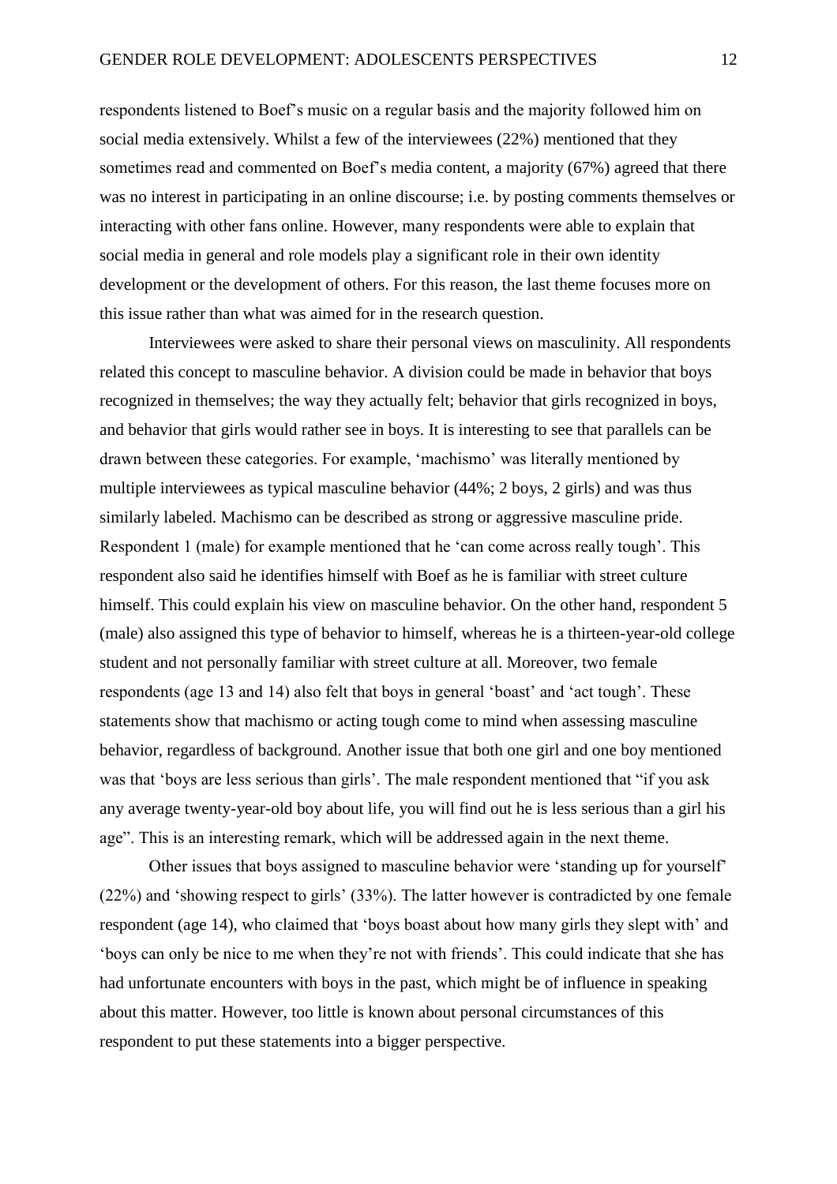respondents listened to Boef's music on a regular basis and the majority followed him on social media extensively. Whilst a few of the interviewees (22%) mentioned that they sometimes read and commented on Boef's media content, a majority (67%) agreed that there was no interest in participating in an online discourse; i.e. by posting comments themselves or interacting with other fans online. However, many respondents were able to explain that social media in general and role models play a significant role in their own identity development or the development of others. For this reason, the last theme focuses more on this issue rather than what was aimed for in the research question.

Interviewees were asked to share their personal views on masculinity. All respondents related this concept to masculine behavior. A division could be made in behavior that boys recognized in themselves; the way they actually felt; behavior that girls recognized in boys, and behavior that girls would rather see in boys. It is interesting to see that parallels can be drawn between these categories. For example, 'machismo' was literally mentioned by multiple interviewees as typical masculine behavior (44%; 2 boys, 2 girls) and was thus similarly labeled. Machismo can be described as strong or aggressive masculine pride. Respondent 1 (male) for example mentioned that he 'can come across really tough'. This respondent also said he identifies himself with Boef as he is familiar with street culture himself. This could explain his view on masculine behavior. On the other hand, respondent 5 (male) also assigned this type of behavior to himself, whereas he is a thirteen-year-old college student and not personally familiar with street culture at all. Moreover, two female respondents (age 13 and 14) also felt that boys in general 'boast' and 'act tough'. These statements show that machismo or acting tough come to mind when assessing masculine behavior, regardless of background. Another issue that both one girl and one boy mentioned was that 'boys are less serious than girls'. The male respondent mentioned that "if you ask any average twenty-year-old boy about life, you will find out he is less serious than a girl his age". This is an interesting remark, which will be addressed again in the next theme.

Other issues that boys assigned to masculine behavior were 'standing up for yourself' (22%) and 'showing respect to girls' (33%). The latter however is contradicted by one female respondent (age 14), who claimed that 'boys boast about how many girls they slept with' and 'boys can only be nice to me when they're not with friends'. This could indicate that she has had unfortunate encounters with boys in the past, which might be of influence in speaking about this matter. However, too little is known about personal circumstances of this respondent to put these statements into a bigger perspective.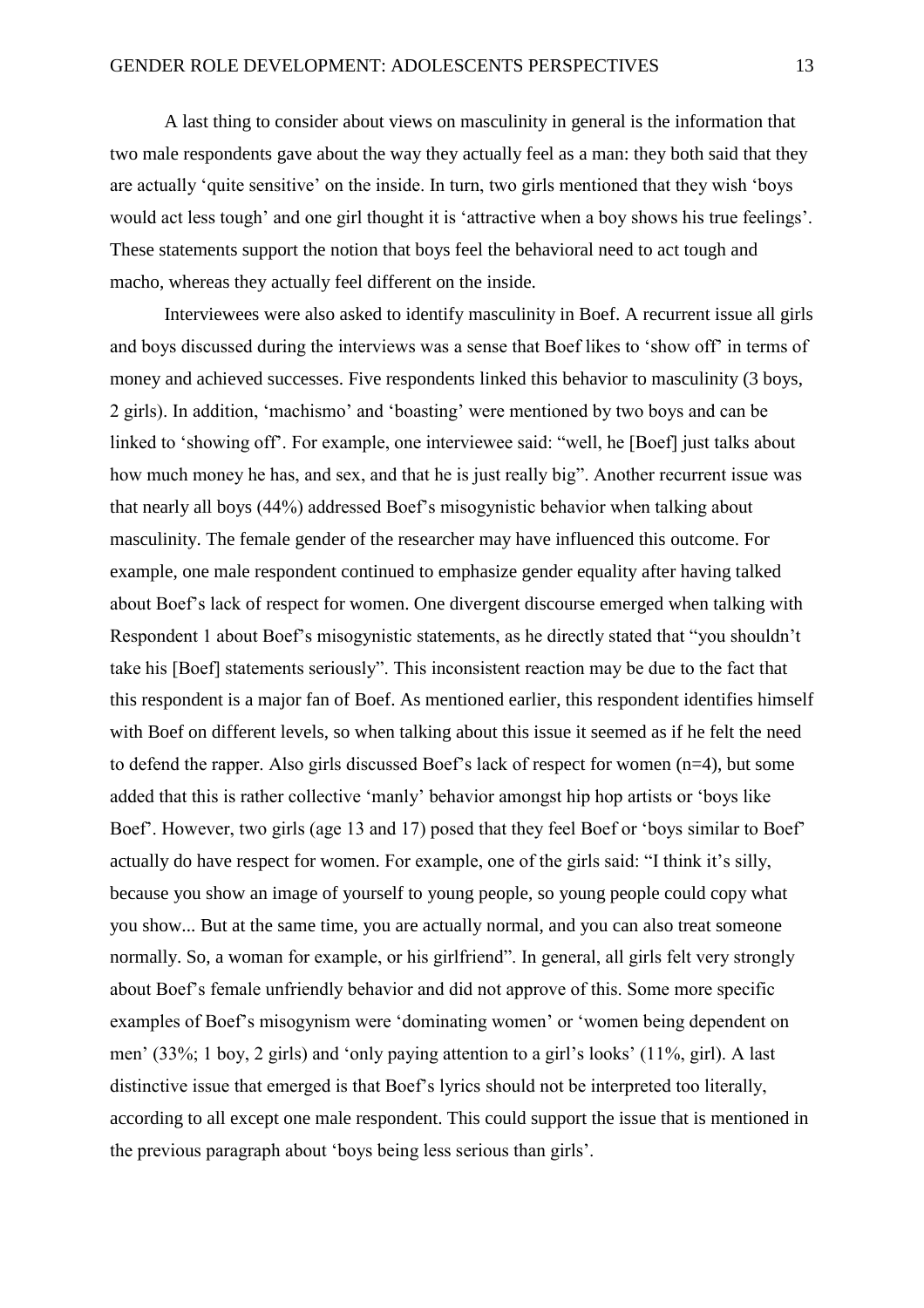A last thing to consider about views on masculinity in general is the information that two male respondents gave about the way they actually feel as a man: they both said that they are actually 'quite sensitive' on the inside. In turn, two girls mentioned that they wish 'boys would act less tough' and one girl thought it is 'attractive when a boy shows his true feelings'. These statements support the notion that boys feel the behavioral need to act tough and macho, whereas they actually feel different on the inside.

Interviewees were also asked to identify masculinity in Boef. A recurrent issue all girls and boys discussed during the interviews was a sense that Boef likes to 'show off' in terms of money and achieved successes. Five respondents linked this behavior to masculinity (3 boys, 2 girls). In addition, 'machismo' and 'boasting' were mentioned by two boys and can be linked to 'showing off'. For example, one interviewee said: "well, he [Boef] just talks about how much money he has, and sex, and that he is just really big". Another recurrent issue was that nearly all boys (44%) addressed Boef's misogynistic behavior when talking about masculinity. The female gender of the researcher may have influenced this outcome. For example, one male respondent continued to emphasize gender equality after having talked about Boef's lack of respect for women. One divergent discourse emerged when talking with Respondent 1 about Boef's misogynistic statements, as he directly stated that "you shouldn't take his [Boef] statements seriously". This inconsistent reaction may be due to the fact that this respondent is a major fan of Boef. As mentioned earlier, this respondent identifies himself with Boef on different levels, so when talking about this issue it seemed as if he felt the need to defend the rapper. Also girls discussed Boef's lack of respect for women (n=4), but some added that this is rather collective 'manly' behavior amongst hip hop artists or 'boys like Boef'. However, two girls (age 13 and 17) posed that they feel Boef or 'boys similar to Boef' actually do have respect for women. For example, one of the girls said: "I think it's silly, because you show an image of yourself to young people, so young people could copy what you show... But at the same time, you are actually normal, and you can also treat someone normally. So, a woman for example, or his girlfriend". In general, all girls felt very strongly about Boef's female unfriendly behavior and did not approve of this. Some more specific examples of Boef's misogynism were 'dominating women' or 'women being dependent on men' (33%; 1 boy, 2 girls) and 'only paying attention to a girl's looks' (11%, girl). A last distinctive issue that emerged is that Boef's lyrics should not be interpreted too literally, according to all except one male respondent. This could support the issue that is mentioned in the previous paragraph about 'boys being less serious than girls'.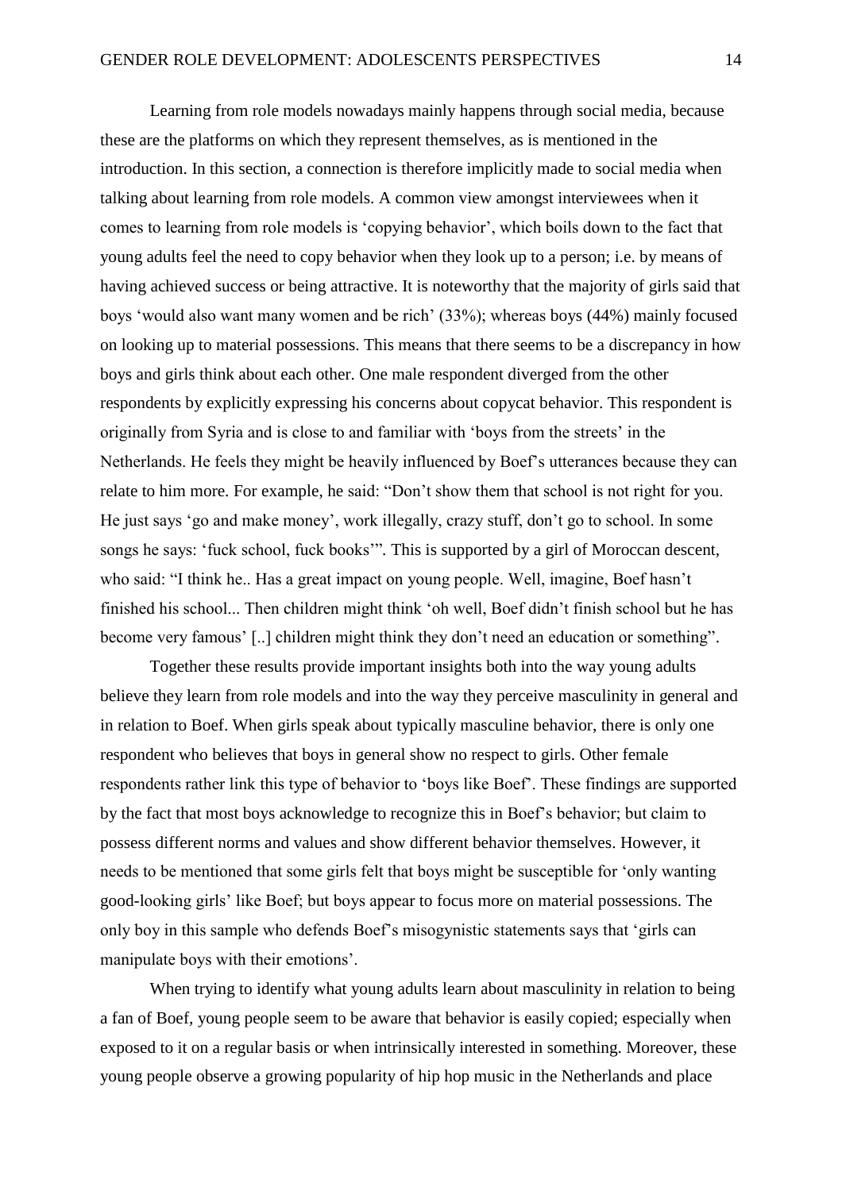Learning from role models nowadays mainly happens through social media, because these are the platforms on which they represent themselves, as is mentioned in the introduction. In this section, a connection is therefore implicitly made to social media when talking about learning from role models. A common view amongst interviewees when it comes to learning from role models is 'copying behavior', which boils down to the fact that young adults feel the need to copy behavior when they look up to a person; i.e. by means of having achieved success or being attractive. It is noteworthy that the majority of girls said that boys 'would also want many women and be rich' (33%); whereas boys (44%) mainly focused on looking up to material possessions. This means that there seems to be a discrepancy in how boys and girls think about each other. One male respondent diverged from the other respondents by explicitly expressing his concerns about copycat behavior. This respondent is originally from Syria and is close to and familiar with 'boys from the streets' in the Netherlands. He feels they might be heavily influenced by Boef's utterances because they can relate to him more. For example, he said: "Don't show them that school is not right for you. He just says 'go and make money', work illegally, crazy stuff, don't go to school. In some songs he says: 'fuck school, fuck books'". This is supported by a girl of Moroccan descent, who said: "I think he.. Has a great impact on young people. Well, imagine, Boef hasn't finished his school... Then children might think 'oh well, Boef didn't finish school but he has become very famous' [..] children might think they don't need an education or something".

Together these results provide important insights both into the way young adults believe they learn from role models and into the way they perceive masculinity in general and in relation to Boef. When girls speak about typically masculine behavior, there is only one respondent who believes that boys in general show no respect to girls. Other female respondents rather link this type of behavior to 'boys like Boef'. These findings are supported by the fact that most boys acknowledge to recognize this in Boef's behavior; but claim to possess different norms and values and show different behavior themselves. However, it needs to be mentioned that some girls felt that boys might be susceptible for 'only wanting good-looking girls' like Boef; but boys appear to focus more on material possessions. The only boy in this sample who defends Boef's misogynistic statements says that 'girls can manipulate boys with their emotions'.

When trying to identify what young adults learn about masculinity in relation to being a fan of Boef, young people seem to be aware that behavior is easily copied; especially when exposed to it on a regular basis or when intrinsically interested in something. Moreover, these young people observe a growing popularity of hip hop music in the Netherlands and place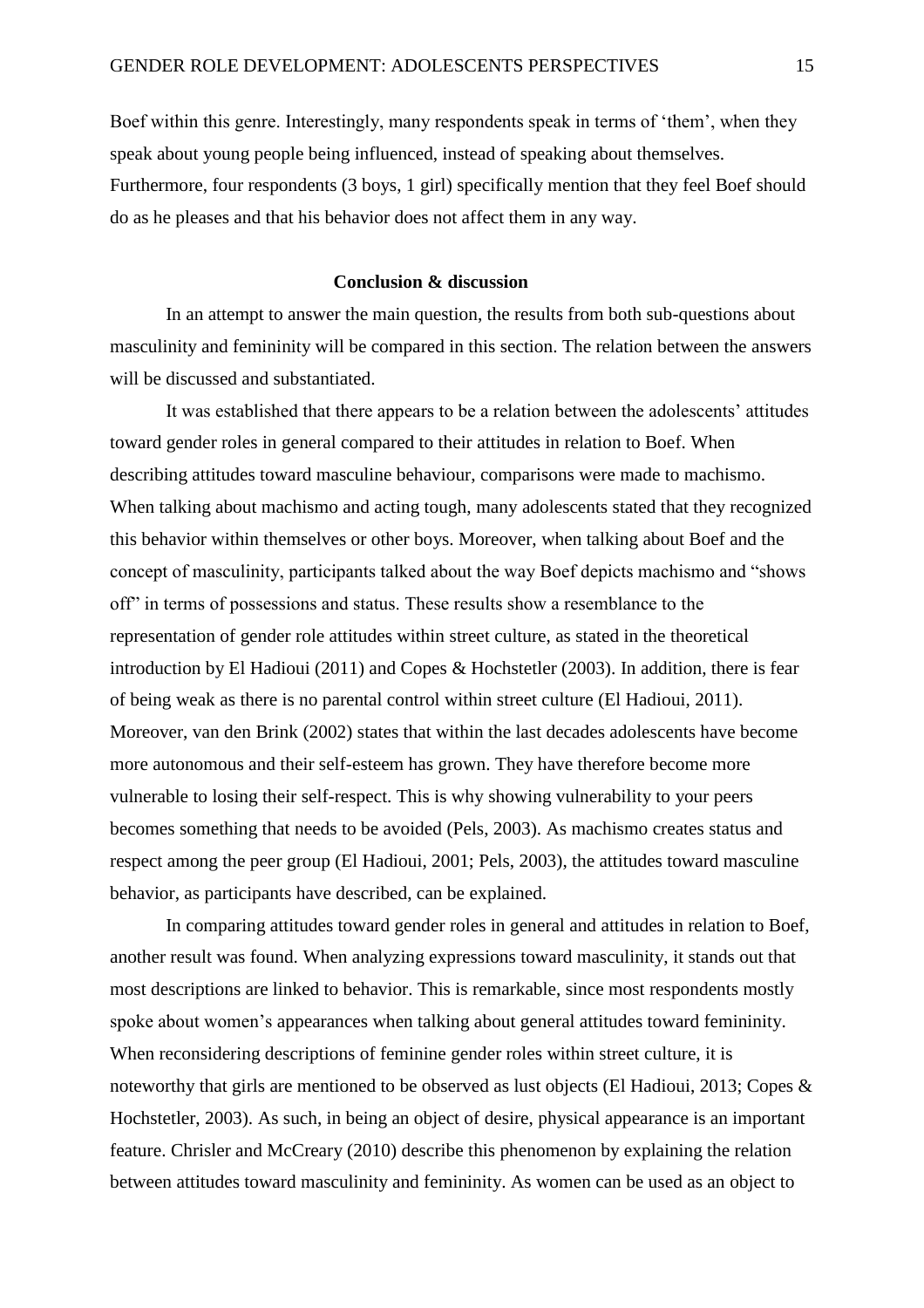Boef within this genre. Interestingly, many respondents speak in terms of 'them', when they speak about young people being influenced, instead of speaking about themselves. Furthermore, four respondents (3 boys, 1 girl) specifically mention that they feel Boef should do as he pleases and that his behavior does not affect them in any way.

## Conclusion & discussion

In an attempt to answer the main question, the results from both sub-questions about masculinity and femininity will be compared in this section. The relation between the answers will be discussed and substantiated.

It was established that there appears to be a relation between the adolescents' attitudes toward gender roles in general compared to their attitudes in relation to Boef. When describing attitudes toward masculine behaviour, comparisons were made to machismo. When talking about machismo and acting tough, many adolescents stated that they recognized this behavior within themselves or other boys. Moreover, when talking about Boef and the concept of masculinity, participants talked about the way Boef depicts machismo and "shows off" in terms of possessions and status. These results show a resemblance to the representation of gender role attitudes within street culture, as stated in the theoretical introduction by El Hadioui (2011) and Copes & Hochstetler (2003). In addition, there is fear of being weak as there is no parental control within street culture (El Hadioui, 2011). Moreover, van den Brink (2002) states that within the last decades adolescents have become more autonomous and their self-esteem has grown. They have therefore become more vulnerable to losing their self-respect. This is why showing vulnerability to your peers becomes something that needs to be avoided (Pels, 2003). As machismo creates status and respect among the peer group (El Hadioui, 2001; Pels, 2003), the attitudes toward masculine behavior, as participants have described, can be explained.

In comparing attitudes toward gender roles in general and attitudes in relation to Boef, another result was found. When analyzing expressions toward masculinity, it stands out that most descriptions are linked to behavior. This is remarkable, since most respondents mostly spoke about women's appearances when talking about general attitudes toward femininity. When reconsidering descriptions of feminine gender roles within street culture, it is noteworthy that girls are mentioned to be observed as lust objects (El Hadioui, 2013; Copes & Hochstetler, 2003). As such, in being an object of desire, physical appearance is an important feature. Chrisler and McCreary (2010) describe this phenomenon by explaining the relation between attitudes toward masculinity and femininity. As women can be used as an object to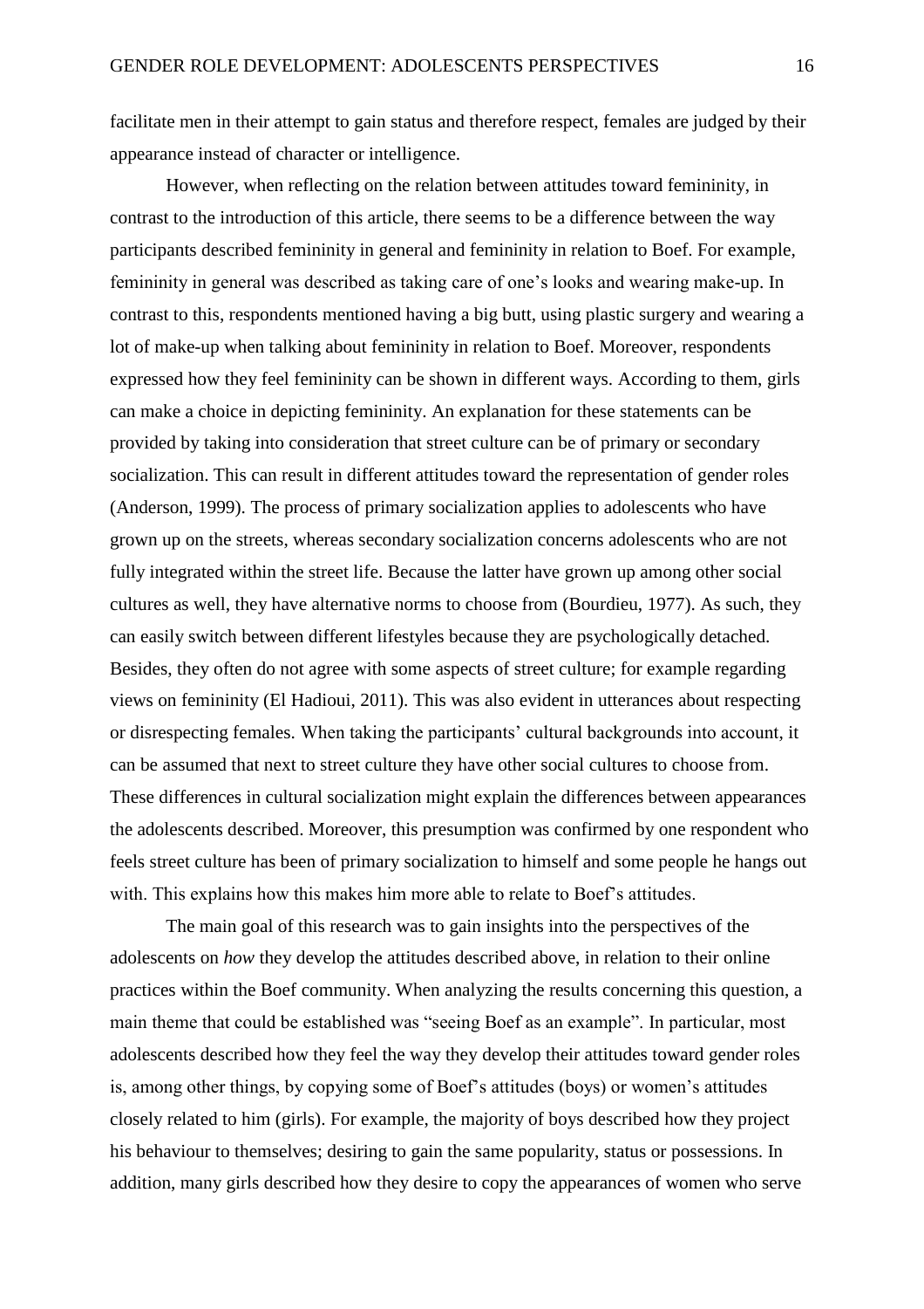facilitate men in their attempt to gain status and therefore respect, females are judged by their appearance instead of character or intelligence.

However, when reflecting on the relation between attitudes toward femininity, in contrast to the introduction of this article, there seems to be a difference between the way participants described femininity in general and femininity in relation to Boef. For example, femininity in general was described as taking care of one's looks and wearing make-up. In contrast to this, respondents mentioned having a big butt, using plastic surgery and wearing a lot of make-up when talking about femininity in relation to Boef. Moreover, respondents expressed how they feel femininity can be shown in different ways. According to them, girls can make a choice in depicting femininity. An explanation for these statements can be provided by taking into consideration that street culture can be of primary or secondary socialization. This can result in different attitudes toward the representation of gender roles (Anderson, 1999). The process of primary socialization applies to adolescents who have grown up on the streets, whereas secondary socialization concerns adolescents who are not fully integrated within the street life. Because the latter have grown up among other social cultures as well, they have alternative norms to choose from (Bourdieu, 1977). As such, they can easily switch between different lifestyles because they are psychologically detached. Besides, they often do not agree with some aspects of street culture; for example regarding views on femininity (El Hadioui, 2011). This was also evident in utterances about respecting or disrespecting females. When taking the participants' cultural backgrounds into account, it can be assumed that next to street culture they have other social cultures to choose from. These differences in cultural socialization might explain the differences between appearances the adolescents described. Moreover, this presumption was confirmed by one respondent who feels street culture has been of primary socialization to himself and some people he hangs out with. This explains how this makes him more able to relate to Boef's attitudes.

The main goal of this research was to gain insights into the perspectives of the adolescents on *how* they develop the attitudes described above, in relation to their online practices within the Boef community. When analyzing the results concerning this question, a main theme that could be established was "seeing Boef as an example". In particular, most adolescents described how they feel the way they develop their attitudes toward gender roles is, among other things, by copying some of Boef's attitudes (boys) or women's attitudes closely related to him (girls). For example, the majority of boys described how they project his behaviour to themselves; desiring to gain the same popularity, status or possessions. In addition, many girls described how they desire to copy the appearances of women who serve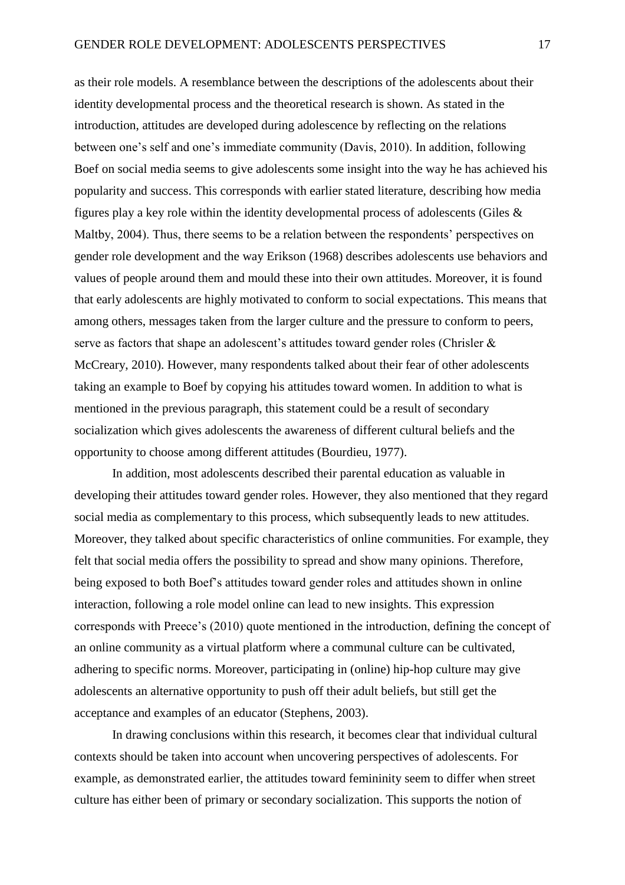as their role models. A resemblance between the descriptions of the adolescents about their identity developmental process and the theoretical research is shown. As stated in the introduction, attitudes are developed during adolescence by reflecting on the relations between one's self and one's immediate community (Davis, 2010). In addition, following Boef on social media seems to give adolescents some insight into the way he has achieved his popularity and success. This corresponds with earlier stated literature, describing how media figures play a key role within the identity developmental process of adolescents (Giles & Maltby, 2004). Thus, there seems to be a relation between the respondents' perspectives on gender role development and the way Erikson (1968) describes adolescents use behaviors and values of people around them and mould these into their own attitudes. Moreover, it is found that early adolescents are highly motivated to conform to social expectations. This means that among others, messages taken from the larger culture and the pressure to conform to peers, serve as factors that shape an adolescent's attitudes toward gender roles (Chrisler & McCreary, 2010). However, many respondents talked about their fear of other adolescents taking an example to Boef by copying his attitudes toward women. In addition to what is mentioned in the previous paragraph, this statement could be a result of secondary socialization which gives adolescents the awareness of different cultural beliefs and the opportunity to choose among different attitudes (Bourdieu, 1977).

In addition, most adolescents described their parental education as valuable in developing their attitudes toward gender roles. However, they also mentioned that they regard social media as complementary to this process, which subsequently leads to new attitudes. Moreover, they talked about specific characteristics of online communities. For example, they felt that social media offers the possibility to spread and show many opinions. Therefore, being exposed to both Boef's attitudes toward gender roles and attitudes shown in online interaction, following a role model online can lead to new insights. This expression corresponds with Preece's (2010) quote mentioned in the introduction, defining the concept of an online community as a virtual platform where a communal culture can be cultivated, adhering to specific norms. Moreover, participating in (online) hip-hop culture may give adolescents an alternative opportunity to push off their adult beliefs, but still get the acceptance and examples of an educator (Stephens, 2003).

In drawing conclusions within this research, it becomes clear that individual cultural contexts should be taken into account when uncovering perspectives of adolescents. For example, as demonstrated earlier, the attitudes toward femininity seem to differ when street culture has either been of primary or secondary socialization. This supports the notion of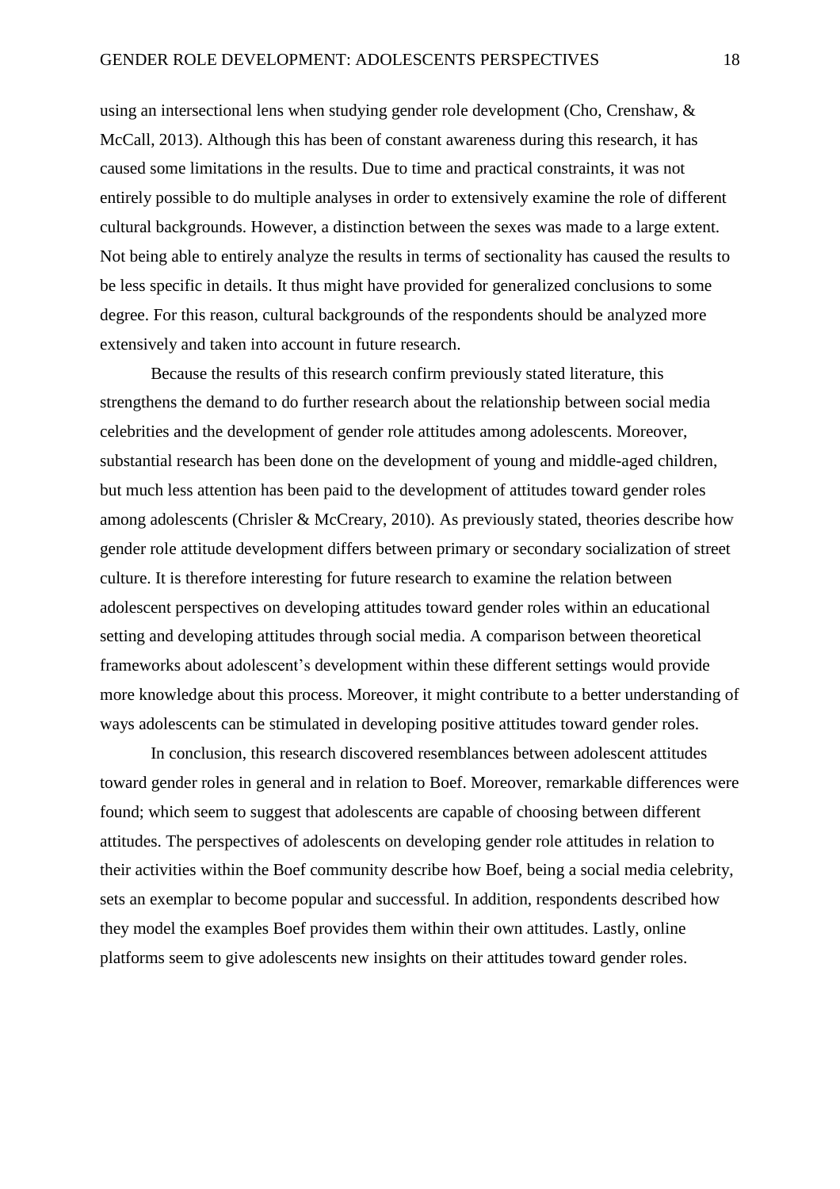using an intersectional lens when studying gender role development (Cho, Crenshaw, & McCall, 2013). Although this has been of constant awareness during this research, it has caused some limitations in the results. Due to time and practical constraints, it was not entirely possible to do multiple analyses in order to extensively examine the role of different cultural backgrounds. However, a distinction between the sexes was made to a large extent. Not being able to entirely analyze the results in terms of sectionality has caused the results to be less specific in details. It thus might have provided for generalized conclusions to some degree. For this reason, cultural backgrounds of the respondents should be analyzed more extensively and taken into account in future research.

Because the results of this research confirm previously stated literature, this strengthens the demand to do further research about the relationship between social media celebrities and the development of gender role attitudes among adolescents. Moreover, substantial research has been done on the development of young and middle-aged children, but much less attention has been paid to the development of attitudes toward gender roles among adolescents (Chrisler & McCreary, 2010). As previously stated, theories describe how gender role attitude development differs between primary or secondary socialization of street culture. It is therefore interesting for future research to examine the relation between adolescent perspectives on developing attitudes toward gender roles within an educational setting and developing attitudes through social media. A comparison between theoretical frameworks about adolescent's development within these different settings would provide more knowledge about this process. Moreover, it might contribute to a better understanding of ways adolescents can be stimulated in developing positive attitudes toward gender roles.

In conclusion, this research discovered resemblances between adolescent attitudes toward gender roles in general and in relation to Boef. Moreover, remarkable differences were found; which seem to suggest that adolescents are capable of choosing between different attitudes. The perspectives of adolescents on developing gender role attitudes in relation to their activities within the Boef community describe how Boef, being a social media celebrity, sets an exemplar to become popular and successful. In addition, respondents described how they model the examples Boef provides them within their own attitudes. Lastly, online platforms seem to give adolescents new insights on their attitudes toward gender roles.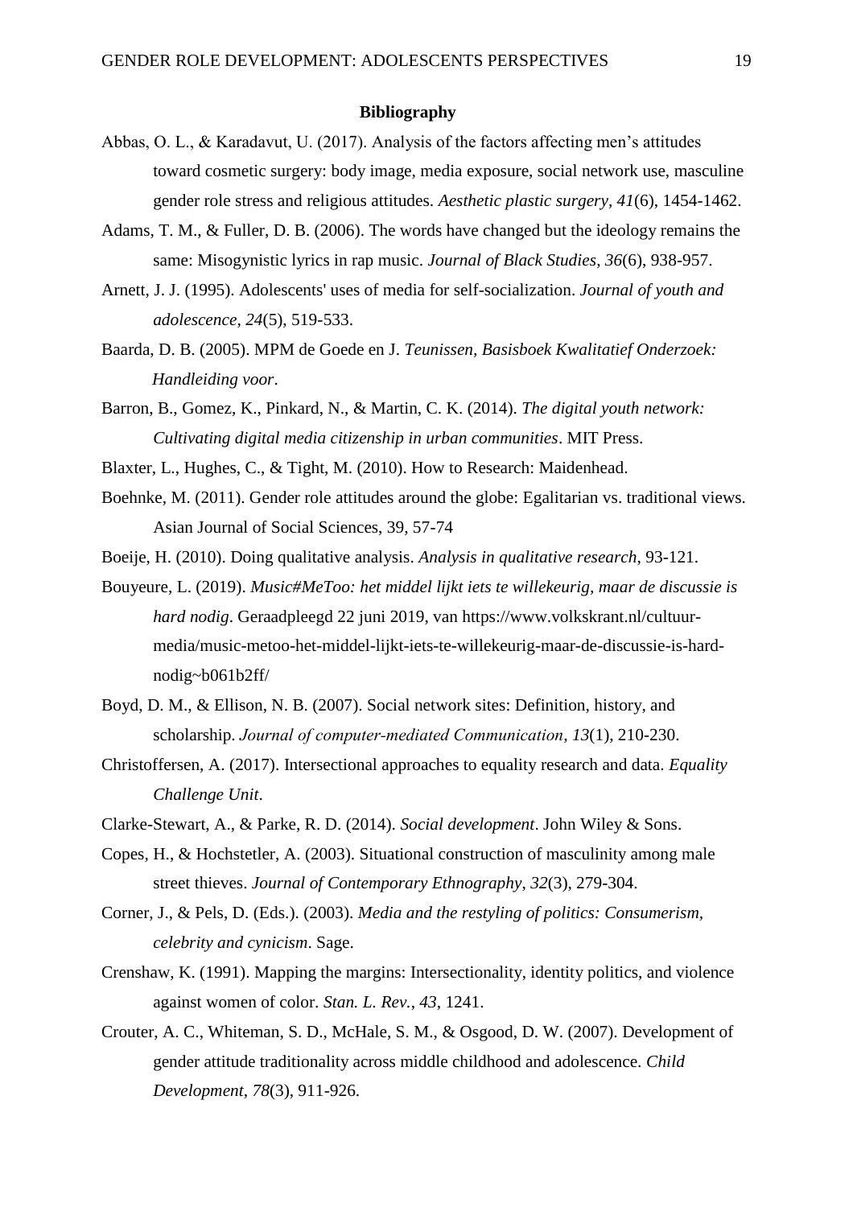**Bibliography**

Abbas, O. L., & Karadavut, U. (2017). Analysis of the factors affecting men's attitudes toward cosmetic surgery: body image, media exposure, social network use, masculine gender role stress and religious attitudes. *Aesthetic plastic surgery*, *41*(6), 1454-1462.

Adams, T. M., & Fuller, D. B. (2006). The words have changed but the ideology remains the same: Misogynistic lyrics in rap music. *Journal of Black Studies*, *36*(6), 938-957.

Arnett, J. J. (1995). Adolescents' uses of media for self-socialization. *Journal of youth and adolescence*, *24*(5), 519-533.

Baarda, D. B. (2005). MPM de Goede en J. *Teunissen, Basisboek Kwalitatief Onderzoek: Handleiding voor*.

Barron, B., Gomez, K., Pinkard, N., & Martin, C. K. (2014). *The digital youth network: Cultivating digital media citizenship in urban communities*. MIT Press.

Blaxter, L., Hughes, C., & Tight, M. (2010). How to Research: Maidenhead.

Boehnke, M. (2011). Gender role attitudes around the globe: Egalitarian vs. traditional views. Asian Journal of Social Sciences, 39, 57-74

Boeije, H. (2010). Doing qualitative analysis. *Analysis in qualitative research*, 93-121.

Bouyeure, L. (2019). *Music#MeToo: het middel lijkt iets te willekeurig, maar de discussie is hard nodig*. Geraadpleegd 22 juni 2019, van https://www.volkskrant.nl/cultuur-media/music-metoo-het-middel-lijkt-iets-te-willekeurig-maar-de-discussie-is-hard-nodig~b061b2ff/

Boyd, D. M., & Ellison, N. B. (2007). Social network sites: Definition, history, and scholarship. *Journal of computer-mediated Communication*, *13*(1), 210-230.

Christoffersen, A. (2017). Intersectional approaches to equality research and data. *Equality Challenge Unit*.

Clarke-Stewart, A., & Parke, R. D. (2014). *Social development*. John Wiley & Sons.

Copes, H., & Hochstetler, A. (2003). Situational construction of masculinity among male street thieves. *Journal of Contemporary Ethnography*, *32*(3), 279-304.

Corner, J., & Pels, D. (Eds.). (2003). *Media and the restyling of politics: Consumerism, celebrity and cynicism*. Sage.

Crenshaw, K. (1991). Mapping the margins: Intersectionality, identity politics, and violence against women of color. *Stan. L. Rev.*, *43*, 1241.

Crouter, A. C., Whiteman, S. D., McHale, S. M., & Osgood, D. W. (2007). Development of gender attitude traditionality across middle childhood and adolescence. *Child Development*, *78*(3), 911-926.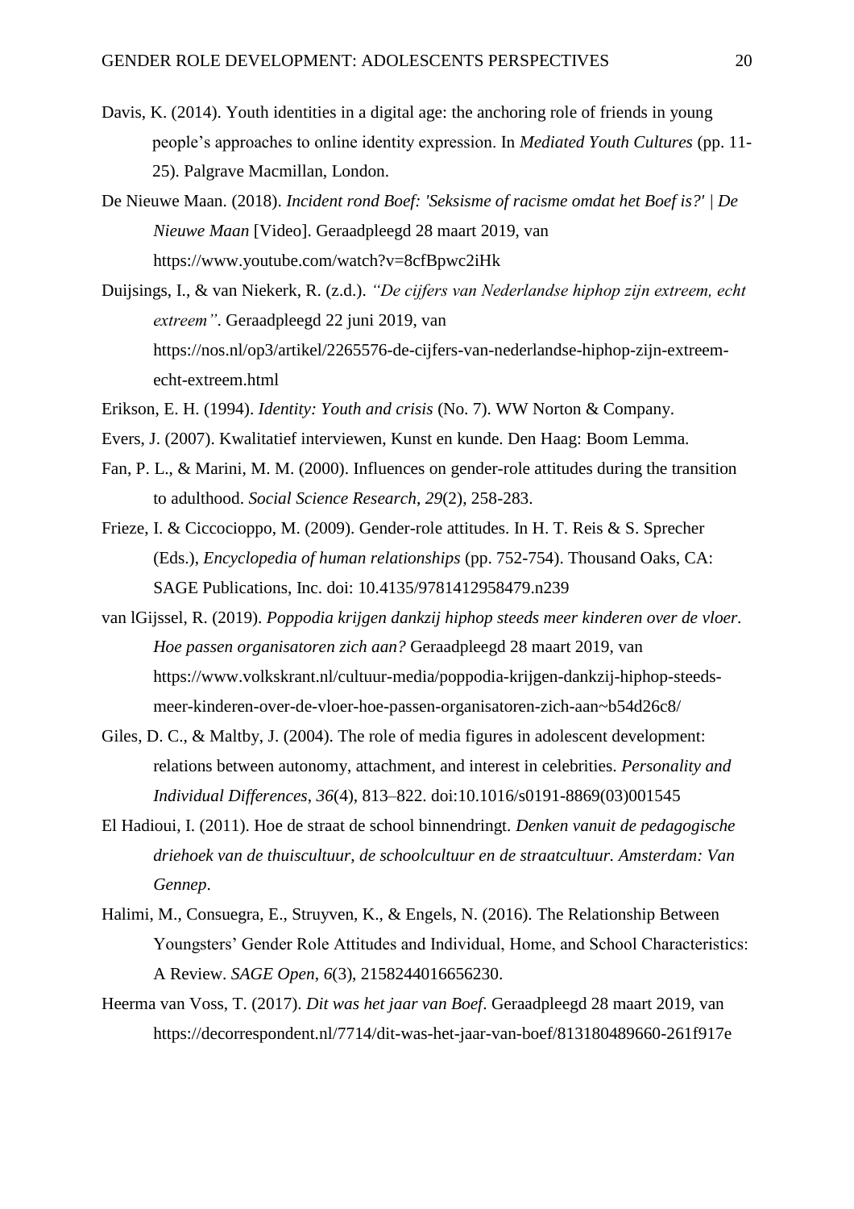Davis, K. (2014). Youth identities in a digital age: the anchoring role of friends in young people's approaches to online identity expression. In *Mediated Youth Cultures* (pp. 11-25). Palgrave Macmillan, London.

De Nieuwe Maan. (2018). *Incident rond Boef: 'Seksisme of racisme omdat het Boef is?' | De Nieuwe Maan* [Video]. Geraadpleegd 28 maart 2019, van https://www.youtube.com/watch?v=8cfBpwc2iHk

Duijsings, I., & van Niekerk, R. (z.d.). *"De cijfers van Nederlandse hiphop zijn extreem, echt extreem"*. Geraadpleegd 22 juni 2019, van https://nos.nl/op3/artikel/2265576-de-cijfers-van-nederlandse-hiphop-zijn-extreem-echt-extreem.html

Erikson, E. H. (1994). *Identity: Youth and crisis* (No. 7). WW Norton & Company.

Evers, J. (2007). Kwalitatief interviewen, Kunst en kunde. Den Haag: Boom Lemma.

Fan, P. L., & Marini, M. M. (2000). Influences on gender-role attitudes during the transition to adulthood. *Social Science Research*, *29*(2), 258-283.

Frieze, I. & Ciccocioppo, M. (2009). Gender-role attitudes. In H. T. Reis & S. Sprecher (Eds.), *Encyclopedia of human relationships* (pp. 752-754). Thousand Oaks, CA: SAGE Publications, Inc. doi: 10.4135/9781412958479.n239

van lGijssel, R. (2019). *Poppodia krijgen dankzij hiphop steeds meer kinderen over de vloer. Hoe passen organisatoren zich aan?* Geraadpleegd 28 maart 2019, van https://www.volkskrant.nl/cultuur-media/poppodia-krijgen-dankzij-hiphop-steeds-meer-kinderen-over-de-vloer-hoe-passen-organisatoren-zich-aan~b54d26c8/

Giles, D. C., & Maltby, J. (2004). The role of media figures in adolescent development: relations between autonomy, attachment, and interest in celebrities. *Personality and Individual Differences*, *36*(4), 813–822. doi:10.1016/s0191-8869(03)001545

El Hadioui, I. (2011). Hoe de straat de school binnendringt. *Denken vanuit de pedagogische driehoek van de thuiscultuur, de schoolcultuur en de straatcultuur. Amsterdam: Van Gennep*.

Halimi, M., Consuegra, E., Struyven, K., & Engels, N. (2016). The Relationship Between Youngsters' Gender Role Attitudes and Individual, Home, and School Characteristics: A Review. *SAGE Open*, *6*(3), 2158244016656230.

Heerma van Voss, T. (2017). *Dit was het jaar van Boef*. Geraadpleegd 28 maart 2019, van https://decorrespondent.nl/7714/dit-was-het-jaar-van-boef/813180489660-261f917e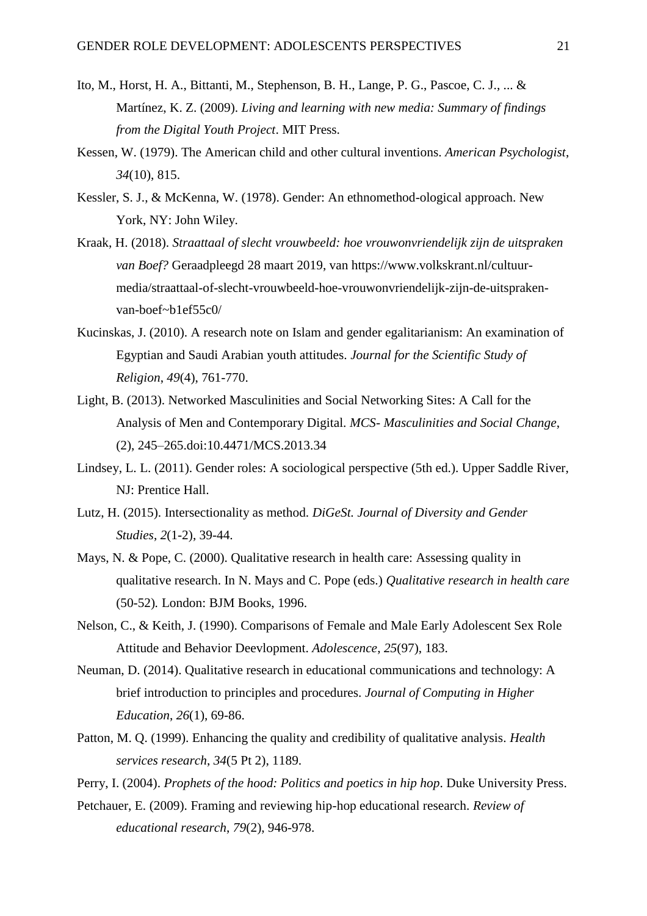Ito, M., Horst, H. A., Bittanti, M., Stephenson, B. H., Lange, P. G., Pascoe, C. J., ... & Martínez, K. Z. (2009). *Living and learning with new media: Summary of findings from the Digital Youth Project*. MIT Press.

Kessen, W. (1979). The American child and other cultural inventions. *American Psychologist*, *34*(10), 815.

Kessler, S. J., & McKenna, W. (1978). Gender: An ethnomethod-ological approach. New York, NY: John Wiley.

Kraak, H. (2018). *Straattaal of slecht vrouwbeeld: hoe vrouwonvriendelijk zijn de uitspraken van Boef?* Geraadpleegd 28 maart 2019, van https://www.volkskrant.nl/cultuur-media/straattaal-of-slecht-vrouwbeeld-hoe-vrouwonvriendelijk-zijn-de-uitspraken-van-boef~b1ef55c0/

Kucinskas, J. (2010). A research note on Islam and gender egalitarianism: An examination of Egyptian and Saudi Arabian youth attitudes. *Journal for the Scientific Study of Religion*, *49*(4), 761-770.

Light, B. (2013). Networked Masculinities and Social Networking Sites: A Call for the Analysis of Men and Contemporary Digital. *MCS- Masculinities and Social Change*, (2), 245–265.doi:10.4471/MCS.2013.34

Lindsey, L. L. (2011). Gender roles: A sociological perspective (5th ed.). Upper Saddle River, NJ: Prentice Hall.

Lutz, H. (2015). Intersectionality as method. *DiGeSt. Journal of Diversity and Gender Studies*, *2*(1-2), 39-44.

Mays, N. & Pope, C. (2000). Qualitative research in health care: Assessing quality in qualitative research. In N. Mays and C. Pope (eds.) *Qualitative research in health care* (50-52). London: BJM Books, 1996.

Nelson, C., & Keith, J. (1990). Comparisons of Female and Male Early Adolescent Sex Role Attitude and Behavior Deevlopment. *Adolescence*, *25*(97), 183.

Neuman, D. (2014). Qualitative research in educational communications and technology: A brief introduction to principles and procedures. *Journal of Computing in Higher Education*, *26*(1), 69-86.

Patton, M. Q. (1999). Enhancing the quality and credibility of qualitative analysis. *Health services research*, *34*(5 Pt 2), 1189.

Perry, I. (2004). *Prophets of the hood: Politics and poetics in hip hop*. Duke University Press.

Petchauer, E. (2009). Framing and reviewing hip-hop educational research. *Review of educational research*, *79*(2), 946-978.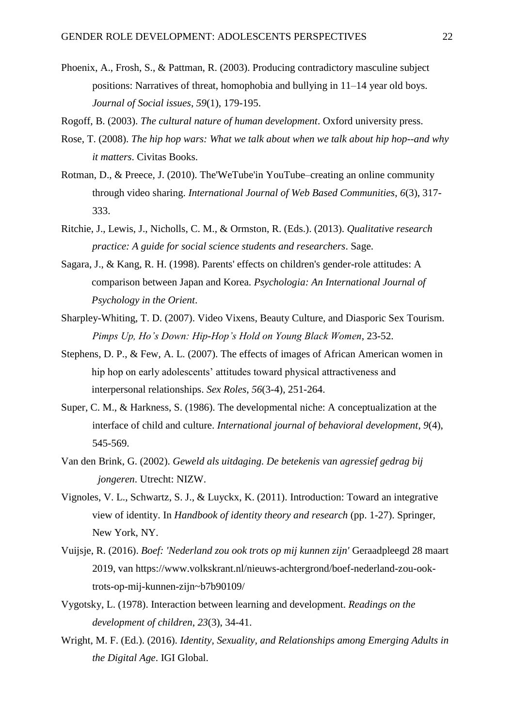Phoenix, A., Frosh, S., & Pattman, R. (2003). Producing contradictory masculine subject positions: Narratives of threat, homophobia and bullying in 11–14 year old boys. *Journal of Social issues*, *59*(1), 179-195.

Rogoff, B. (2003). *The cultural nature of human development*. Oxford university press.

Rose, T. (2008). *The hip hop wars: What we talk about when we talk about hip hop--and why it matters*. Civitas Books.

Rotman, D., & Preece, J. (2010). The'WeTube'in YouTube–creating an online community through video sharing. *International Journal of Web Based Communities*, *6*(3), 317-333.

Ritchie, J., Lewis, J., Nicholls, C. M., & Ormston, R. (Eds.). (2013). *Qualitative research practice: A guide for social science students and researchers*. Sage.

Sagara, J., & Kang, R. H. (1998). Parents' effects on children's gender-role attitudes: A comparison between Japan and Korea. *Psychologia: An International Journal of Psychology in the Orient*.

Sharpley-Whiting, T. D. (2007). Video Vixens, Beauty Culture, and Diasporic Sex Tourism. *Pimps Up, Ho's Down: Hip-Hop's Hold on Young Black Women*, 23-52.

Stephens, D. P., & Few, A. L. (2007). The effects of images of African American women in hip hop on early adolescents' attitudes toward physical attractiveness and interpersonal relationships. *Sex Roles*, *56*(3-4), 251-264.

Super, C. M., & Harkness, S. (1986). The developmental niche: A conceptualization at the interface of child and culture. *International journal of behavioral development*, *9*(4), 545-569.

Van den Brink, G. (2002). *Geweld als uitdaging. De betekenis van agressief gedrag bij jongeren*. Utrecht: NIZW.

Vignoles, V. L., Schwartz, S. J., & Luyckx, K. (2011). Introduction: Toward an integrative view of identity. In *Handbook of identity theory and research* (pp. 1-27). Springer, New York, NY.

Vuijsje, R. (2016). *Boef: 'Nederland zou ook trots op mij kunnen zijn'* Geraadpleegd 28 maart 2019, van https://www.volkskrant.nl/nieuws-achtergrond/boef-nederland-zou-ook-trots-op-mij-kunnen-zijn~b7b90109/

Vygotsky, L. (1978). Interaction between learning and development. *Readings on the development of children*, *23*(3), 34-41.

Wright, M. F. (Ed.). (2016). *Identity, Sexuality, and Relationships among Emerging Adults in the Digital Age*. IGI Global.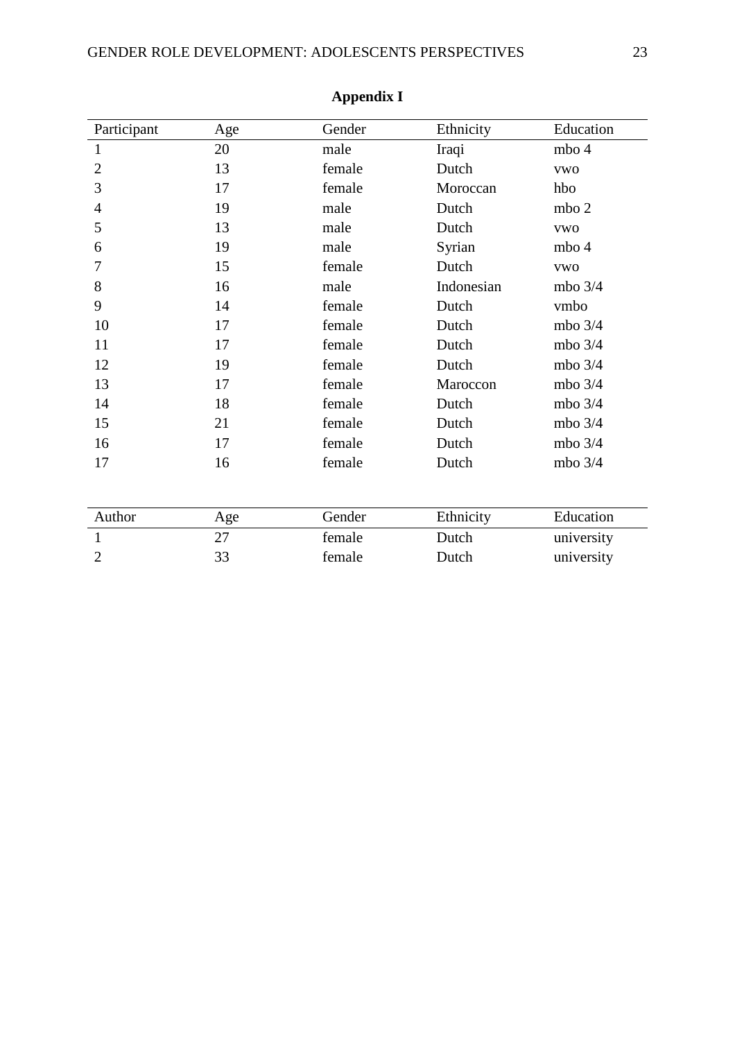# Appendix I

| Participant | Age | Gender | Ethnicity | Education |
|---|---|---|---|---|
| 1 | 20 | male | Iraqi | mbo 4 |
| 2 | 13 | female | Dutch | vwo |
| 3 | 17 | female | Moroccan | hbo |
| 4 | 19 | male | Dutch | mbo 2 |
| 5 | 13 | male | Dutch | vwo |
| 6 | 19 | male | Syrian | mbo 4 |
| 7 | 15 | female | Dutch | vwo |
| 8 | 16 | male | Indonesian | mbo 3/4 |
| 9 | 14 | female | Dutch | vmbo |
| 10 | 17 | female | Dutch | mbo 3/4 |
| 11 | 17 | female | Dutch | mbo 3/4 |
| 12 | 19 | female | Dutch | mbo 3/4 |
| 13 | 17 | female | Maroccon | mbo 3/4 |
| 14 | 18 | female | Dutch | mbo 3/4 |
| 15 | 21 | female | Dutch | mbo 3/4 |
| 16 | 17 | female | Dutch | mbo 3/4 |
| 17 | 16 | female | Dutch | mbo 3/4 |

| Author | Age | Gender | Ethnicity | Education |
|---|---|---|---|---|
| 1 | 27 | female | Dutch | university |
| 2 | 33 | female | Dutch | university |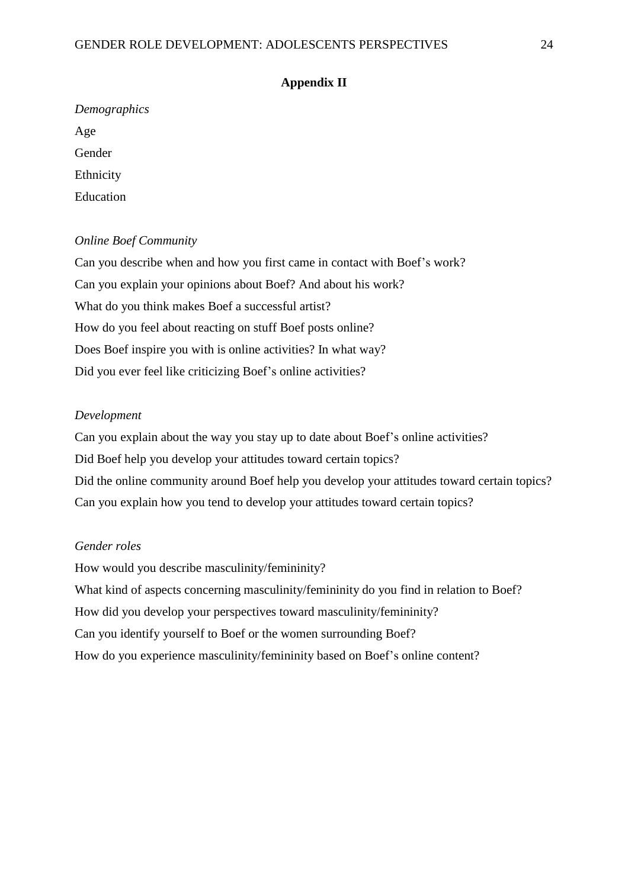## Appendix II

*Demographics*

Age

Gender

Ethnicity

Education

*Online Boef Community*

Can you describe when and how you first came in contact with Boef's work?

Can you explain your opinions about Boef? And about his work?

What do you think makes Boef a successful artist?

How do you feel about reacting on stuff Boef posts online?

Does Boef inspire you with is online activities? In what way?

Did you ever feel like criticizing Boef's online activities?

*Development*

Can you explain about the way you stay up to date about Boef's online activities?

Did Boef help you develop your attitudes toward certain topics?

Did the online community around Boef help you develop your attitudes toward certain topics?

Can you explain how you tend to develop your attitudes toward certain topics?

*Gender roles*

How would you describe masculinity/femininity?

What kind of aspects concerning masculinity/femininity do you find in relation to Boef?

How did you develop your perspectives toward masculinity/femininity?

Can you identify yourself to Boef or the women surrounding Boef?

How do you experience masculinity/femininity based on Boef's online content?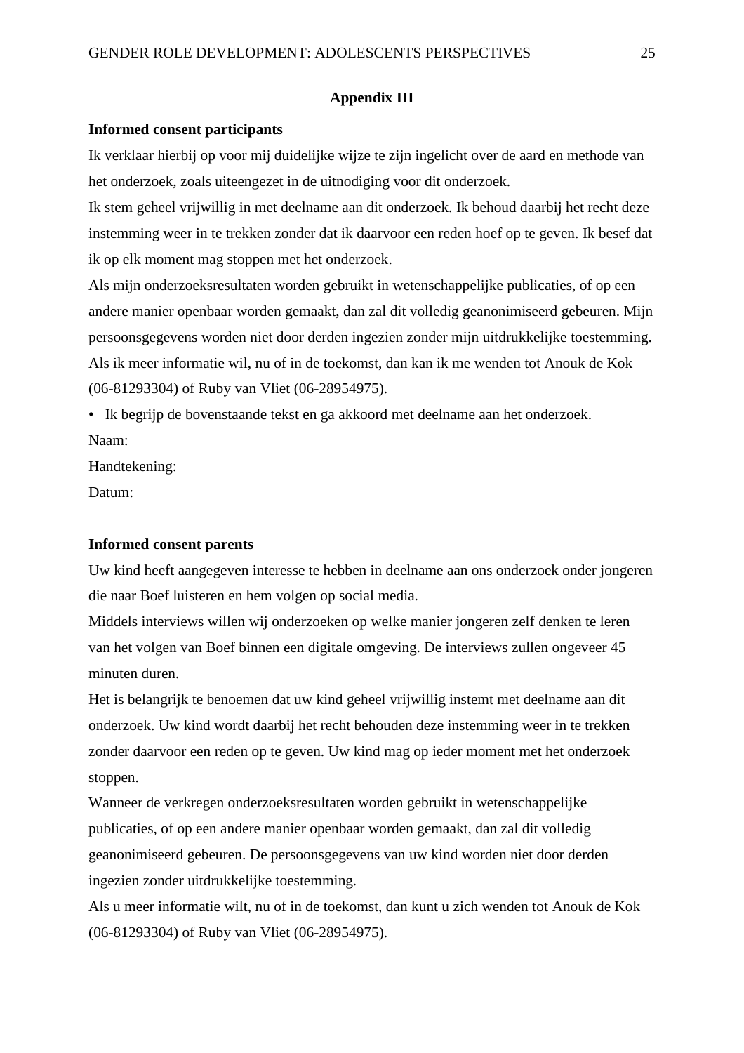## Appendix III

**Informed consent participants**

Ik verklaar hierbij op voor mij duidelijke wijze te zijn ingelicht over de aard en methode van het onderzoek, zoals uiteengezet in de uitnodiging voor dit onderzoek.

Ik stem geheel vrijwillig in met deelname aan dit onderzoek. Ik behoud daarbij het recht deze instemming weer in te trekken zonder dat ik daarvoor een reden hoef op te geven. Ik besef dat ik op elk moment mag stoppen met het onderzoek.

Als mijn onderzoeksresultaten worden gebruikt in wetenschappelijke publicaties, of op een andere manier openbaar worden gemaakt, dan zal dit volledig geanonimiseerd gebeuren. Mijn persoonsgegevens worden niet door derden ingezien zonder mijn uitdrukkelijke toestemming.

Als ik meer informatie wil, nu of in de toekomst, dan kan ik me wenden tot Anouk de Kok (06-81293304) of Ruby van Vliet (06-28954975).

- Ik begrijp de bovenstaande tekst en ga akkoord met deelname aan het onderzoek.

Naam:

Handtekening:

Datum:

**Informed consent parents**

Uw kind heeft aangegeven interesse te hebben in deelname aan ons onderzoek onder jongeren die naar Boef luisteren en hem volgen op social media.

Middels interviews willen wij onderzoeken op welke manier jongeren zelf denken te leren van het volgen van Boef binnen een digitale omgeving. De interviews zullen ongeveer 45 minuten duren.

Het is belangrijk te benoemen dat uw kind geheel vrijwillig instemt met deelname aan dit onderzoek. Uw kind wordt daarbij het recht behouden deze instemming weer in te trekken zonder daarvoor een reden op te geven. Uw kind mag op ieder moment met het onderzoek stoppen.

Wanneer de verkregen onderzoeksresultaten worden gebruikt in wetenschappelijke publicaties, of op een andere manier openbaar worden gemaakt, dan zal dit volledig geanonimiseerd gebeuren. De persoonsgegevens van uw kind worden niet door derden ingezien zonder uitdrukkelijke toestemming.

Als u meer informatie wilt, nu of in de toekomst, dan kunt u zich wenden tot Anouk de Kok (06-81293304) of Ruby van Vliet (06-28954975).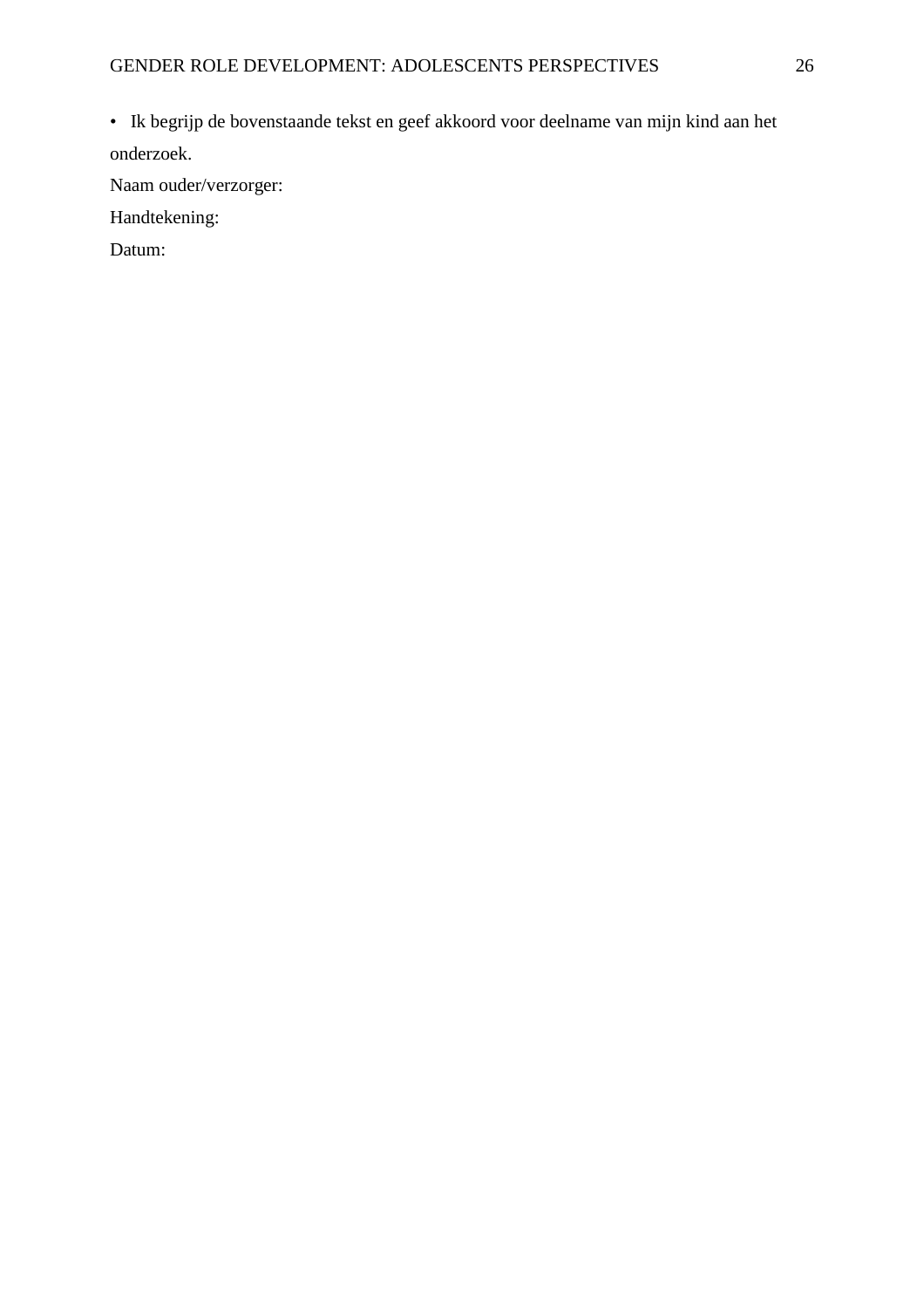- Ik begrijp de bovenstaande tekst en geef akkoord voor deelname van mijn kind aan het onderzoek.

Naam ouder/verzorger:

Handtekening:

Datum: